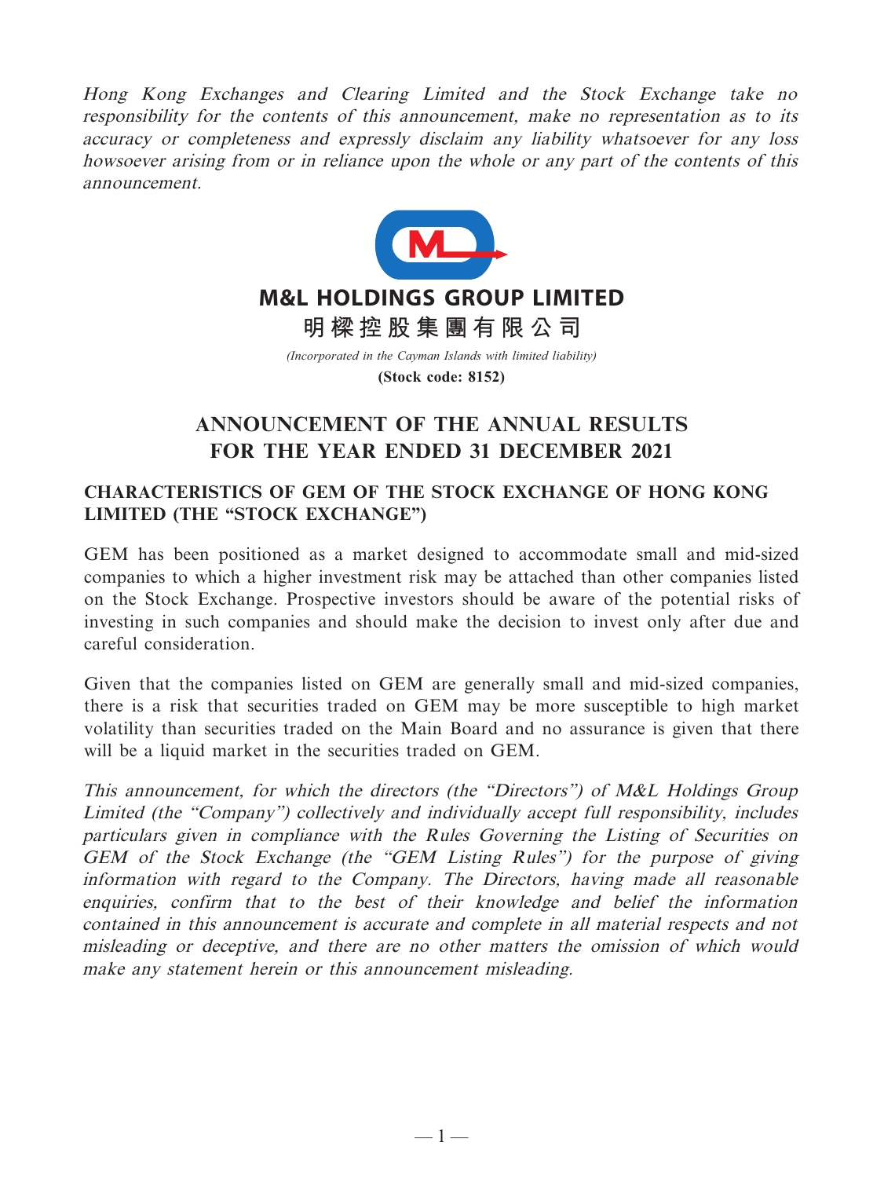*Hong Kong Exchanges and Clearing Limited and the Stock Exchange take no responsibility for the contents of this announcement, make no representation as to its accuracy or completeness and expressly disclaim any liability whatsoever for any loss howsoever arising from or in reliance upon the whole or any part of the contents of this announcement.*

**M&L HOLDINGS GROUP LIMITED**

**明樑控股集團有限公司**

*(Incorporated in the Cayman Islands with limited liability)*

**(Stock code: 8152)**

# ANNOUNCEMENT OF THE ANNUAL RESULTS FOR THE YEAR ENDED 31 DECEMBER 2021

## CHARACTERISTICS OF GEM OF THE STOCK EXCHANGE OF HONG KONG LIMITED (THE "STOCK EXCHANGE")

GEM has been positioned as a market designed to accommodate small and mid-sized companies to which a higher investment risk may be attached than other companies listed on the Stock Exchange. Prospective investors should be aware of the potential risks of investing in such companies and should make the decision to invest only after due and careful consideration.

Given that the companies listed on GEM are generally small and mid-sized companies, there is a risk that securities traded on GEM may be more susceptible to high market volatility than securities traded on the Main Board and no assurance is given that there will be a liquid market in the securities traded on GEM.

*This announcement, for which the directors (the "Directors") of M&L Holdings Group Limited (the "Company") collectively and individually accept full responsibility, includes particulars given in compliance with the Rules Governing the Listing of Securities on GEM of the Stock Exchange (the "GEM Listing Rules") for the purpose of giving information with regard to the Company. The Directors, having made all reasonable enquiries, confirm that to the best of their knowledge and belief the information contained in this announcement is accurate and complete in all material respects and not misleading or deceptive, and there are no other matters the omission of which would make any statement herein or this announcement misleading.*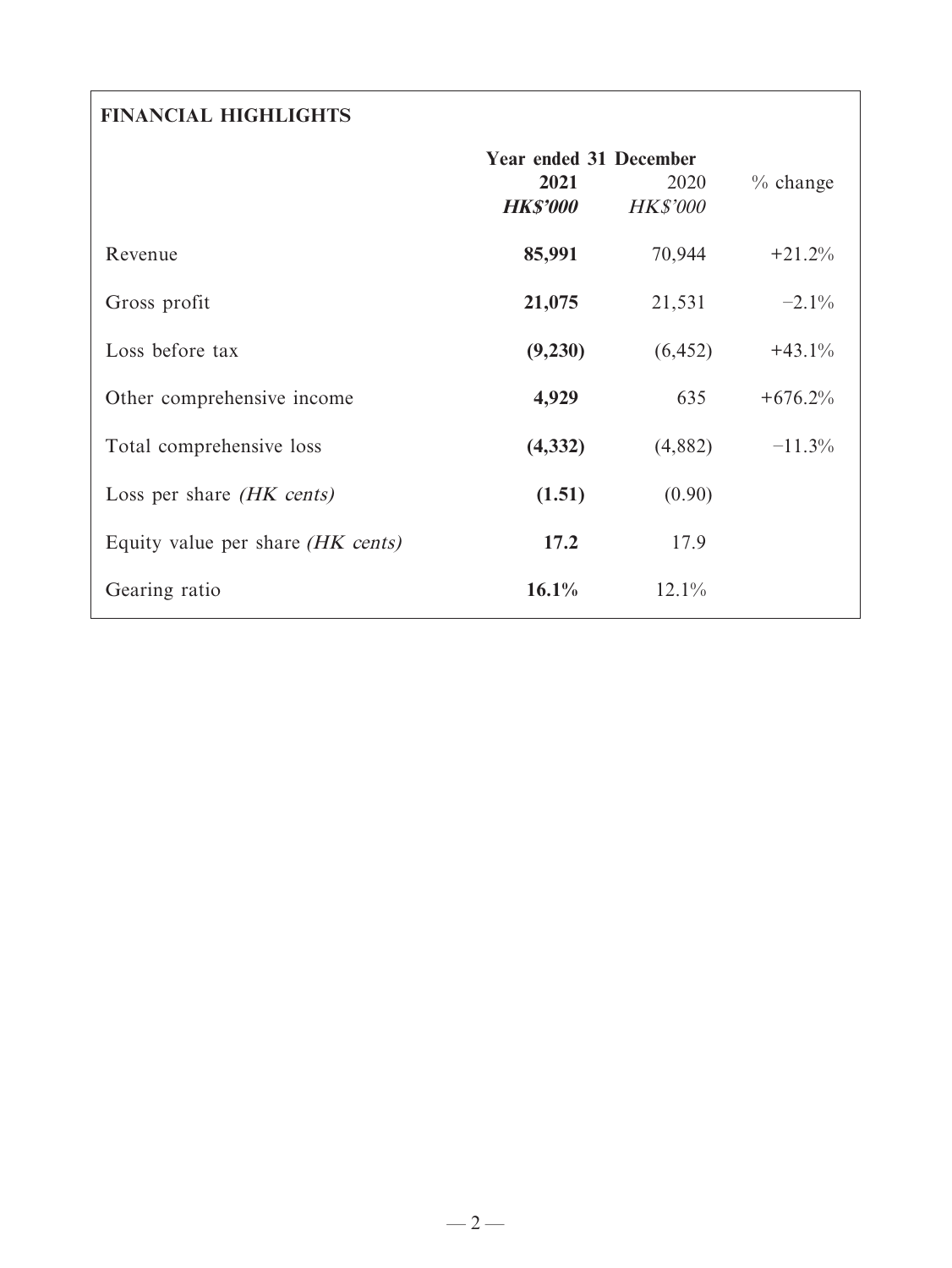## FINANCIAL HIGHLIGHTS

| | Year ended 31 December | | |
|---|---|---|---|
| | **2021** | 2020 | % change |
| | ***HK$'000*** | *HK$'000* | |
| Revenue | **85,991** | 70,944 | +21.2% |
| Gross profit | **21,075** | 21,531 | −2.1% |
| Loss before tax | **(9,230)** | (6,452) | +43.1% |
| Other comprehensive income | **4,929** | 635 | +676.2% |
| Total comprehensive loss | **(4,332)** | (4,882) | −11.3% |
| Loss per share *(HK cents)* | **(1.51)** | (0.90) | |
| Equity value per share *(HK cents)* | **17.2** | 17.9 | |
| Gearing ratio | **16.1%** | 12.1% | |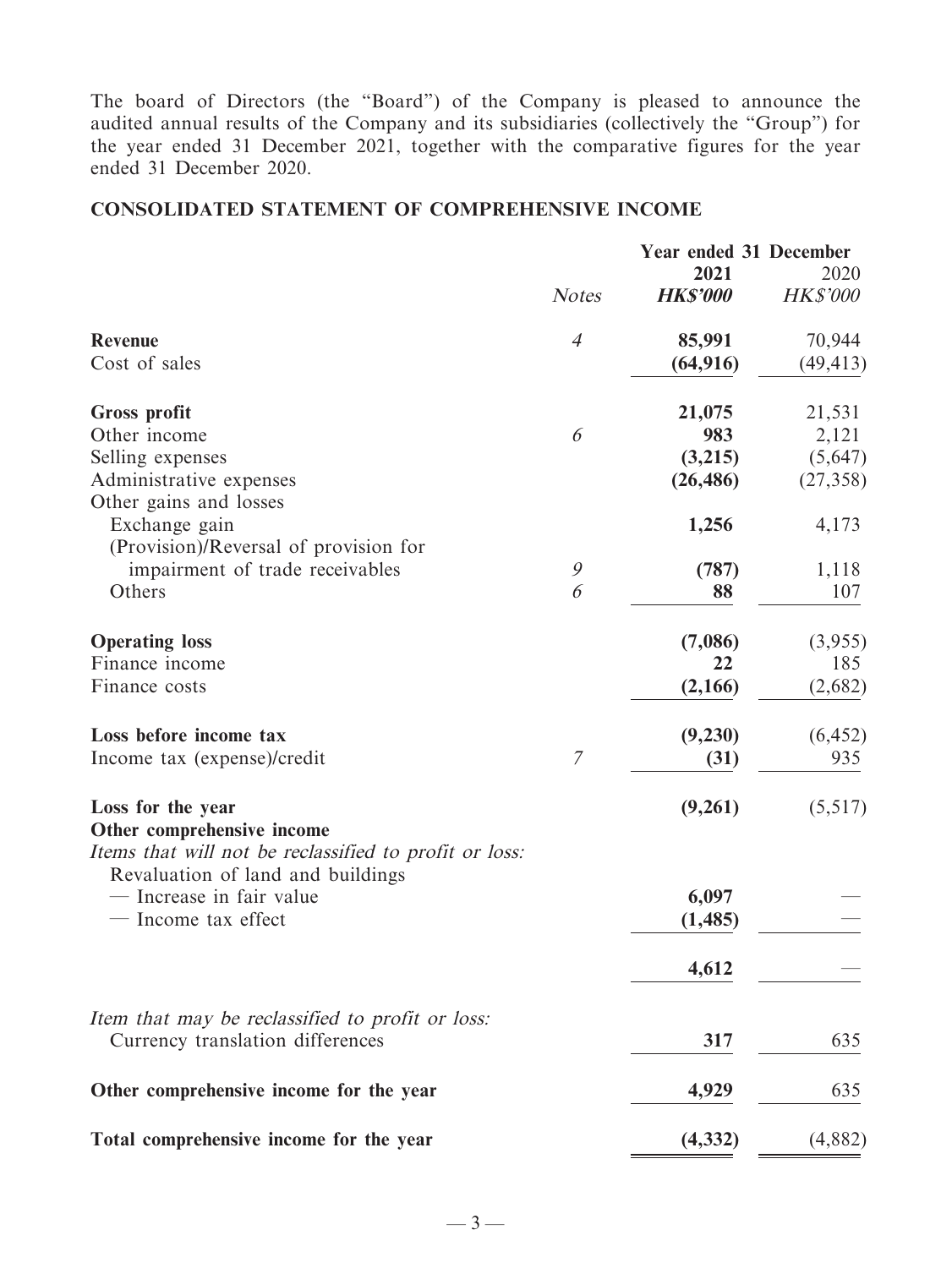The board of Directors (the "Board") of the Company is pleased to announce the audited annual results of the Company and its subsidiaries (collectively the "Group") for the year ended 31 December 2021, together with the comparative figures for the year ended 31 December 2020.

## CONSOLIDATED STATEMENT OF COMPREHENSIVE INCOME

| | *Notes* | **Year ended 31 December 2021 HK$'000** | Year ended 31 December 2020 HK$'000 |
|---|---|---|---|
| **Revenue** | *4* | **85,991** | 70,944 |
| Cost of sales | | **(64,916)** | (49,413) |
| **Gross profit** | | **21,075** | 21,531 |
| Other income | *6* | **983** | 2,121 |
| Selling expenses | | **(3,215)** | (5,647) |
| Administrative expenses | | **(26,486)** | (27,358) |
| Other gains and losses | | | |
| Exchange gain | | **1,256** | 4,173 |
| (Provision)/Reversal of provision for impairment of trade receivables | *9* | **(787)** | 1,118 |
| Others | *6* | **88** | 107 |
| **Operating loss** | | **(7,086)** | (3,955) |
| Finance income | | **22** | 185 |
| Finance costs | | **(2,166)** | (2,682) |
| **Loss before income tax** | | **(9,230)** | (6,452) |
| Income tax (expense)/credit | *7* | **(31)** | 935 |
| **Loss for the year** | | **(9,261)** | (5,517) |
| **Other comprehensive income** | | | |
| *Items that will not be reclassified to profit or loss:* | | | |
| Revaluation of land and buildings | | | |
| — Increase in fair value | | **6,097** | — |
| — Income tax effect | | **(1,485)** | — |
| | | **4,612** | — |
| *Item that may be reclassified to profit or loss:* | | | |
| Currency translation differences | | **317** | 635 |
| **Other comprehensive income for the year** | | **4,929** | 635 |
| **Total comprehensive income for the year** | | **(4,332)** | (4,882) |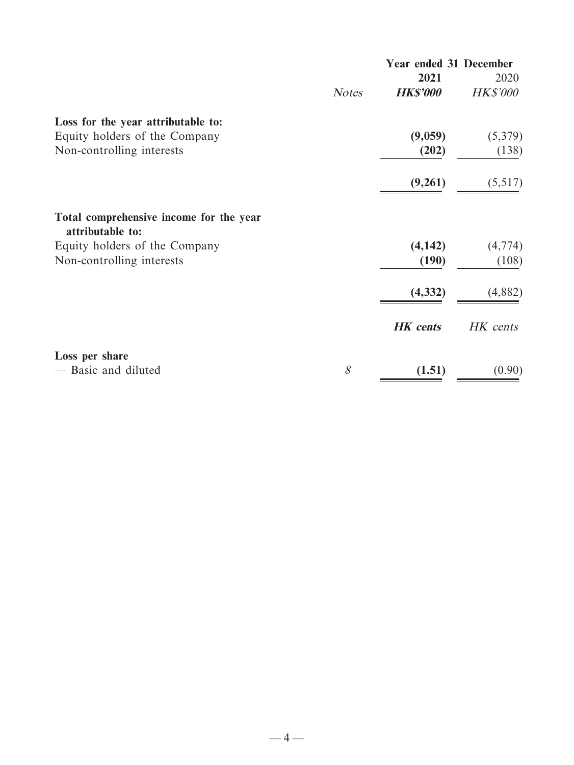| | Notes | Year ended 31 December 2021 HK$'000 | 2020 HK$'000 |
|---|---|---|---|
| **Loss for the year attributable to:** | | | |
| Equity holders of the Company | | **(9,059)** | (5,379) |
| Non-controlling interests | | **(202)** | (138) |
| | | **(9,261)** | (5,517) |
| **Total comprehensive income for the year attributable to:** | | | |
| Equity holders of the Company | | **(4,142)** | (4,774) |
| Non-controlling interests | | **(190)** | (108) |
| | | **(4,332)** | (4,882) |
| | | ***HK cents*** | *HK cents* |
| **Loss per share** | | | |
| — Basic and diluted | *8* | **(1.51)** | (0.90) |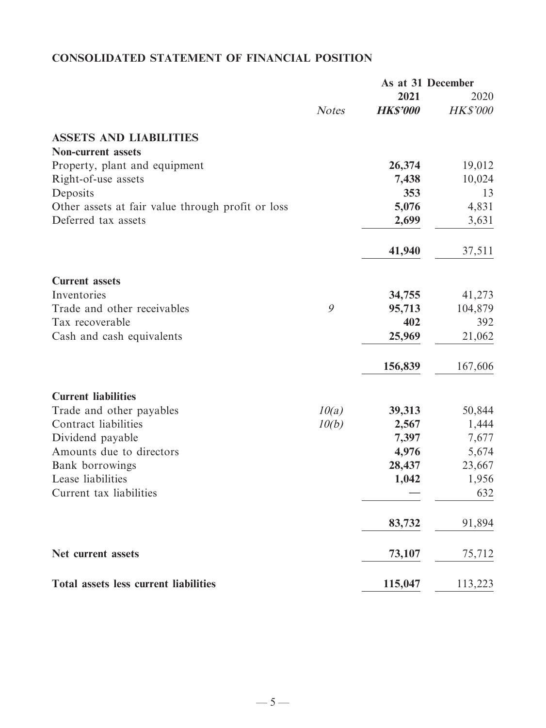## CONSOLIDATED STATEMENT OF FINANCIAL POSITION

| | Notes | As at 31 December 2021 HK$'000 | 2020 HK$'000 |
|---|---|---|---|
| **ASSETS AND LIABILITIES** | | | |
| **Non-current assets** | | | |
| Property, plant and equipment | | **26,374** | 19,012 |
| Right-of-use assets | | **7,438** | 10,024 |
| Deposits | | **353** | 13 |
| Other assets at fair value through profit or loss | | **5,076** | 4,831 |
| Deferred tax assets | | **2,699** | 3,631 |
| | | **41,940** | 37,511 |
| **Current assets** | | | |
| Inventories | | **34,755** | 41,273 |
| Trade and other receivables | *9* | **95,713** | 104,879 |
| Tax recoverable | | **402** | 392 |
| Cash and cash equivalents | | **25,969** | 21,062 |
| | | **156,839** | 167,606 |
| **Current liabilities** | | | |
| Trade and other payables | *10(a)* | **39,313** | 50,844 |
| Contract liabilities | *10(b)* | **2,567** | 1,444 |
| Dividend payable | | **7,397** | 7,677 |
| Amounts due to directors | | **4,976** | 5,674 |
| Bank borrowings | | **28,437** | 23,667 |
| Lease liabilities | | **1,042** | 1,956 |
| Current tax liabilities | | **—** | 632 |
| | | **83,732** | 91,894 |
| **Net current assets** | | **73,107** | 75,712 |
| **Total assets less current liabilities** | | **115,047** | 113,223 |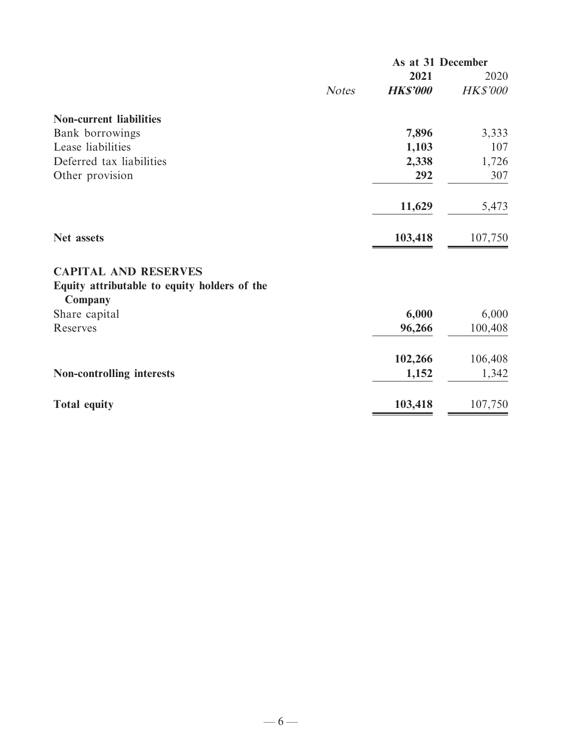| | Notes | As at 31 December 2021 HK$'000 | 2020 HK$'000 |
|---|---|---|---|
| **Non-current liabilities** | | | |
| Bank borrowings | | **7,896** | 3,333 |
| Lease liabilities | | **1,103** | 107 |
| Deferred tax liabilities | | **2,338** | 1,726 |
| Other provision | | **292** | 307 |
| | | **11,629** | 5,473 |
| **Net assets** | | **103,418** | 107,750 |
| **CAPITAL AND RESERVES** | | | |
| **Equity attributable to equity holders of the Company** | | | |
| Share capital | | **6,000** | 6,000 |
| Reserves | | **96,266** | 100,408 |
| | | **102,266** | 106,408 |
| **Non-controlling interests** | | **1,152** | 1,342 |
| **Total equity** | | **103,418** | 107,750 |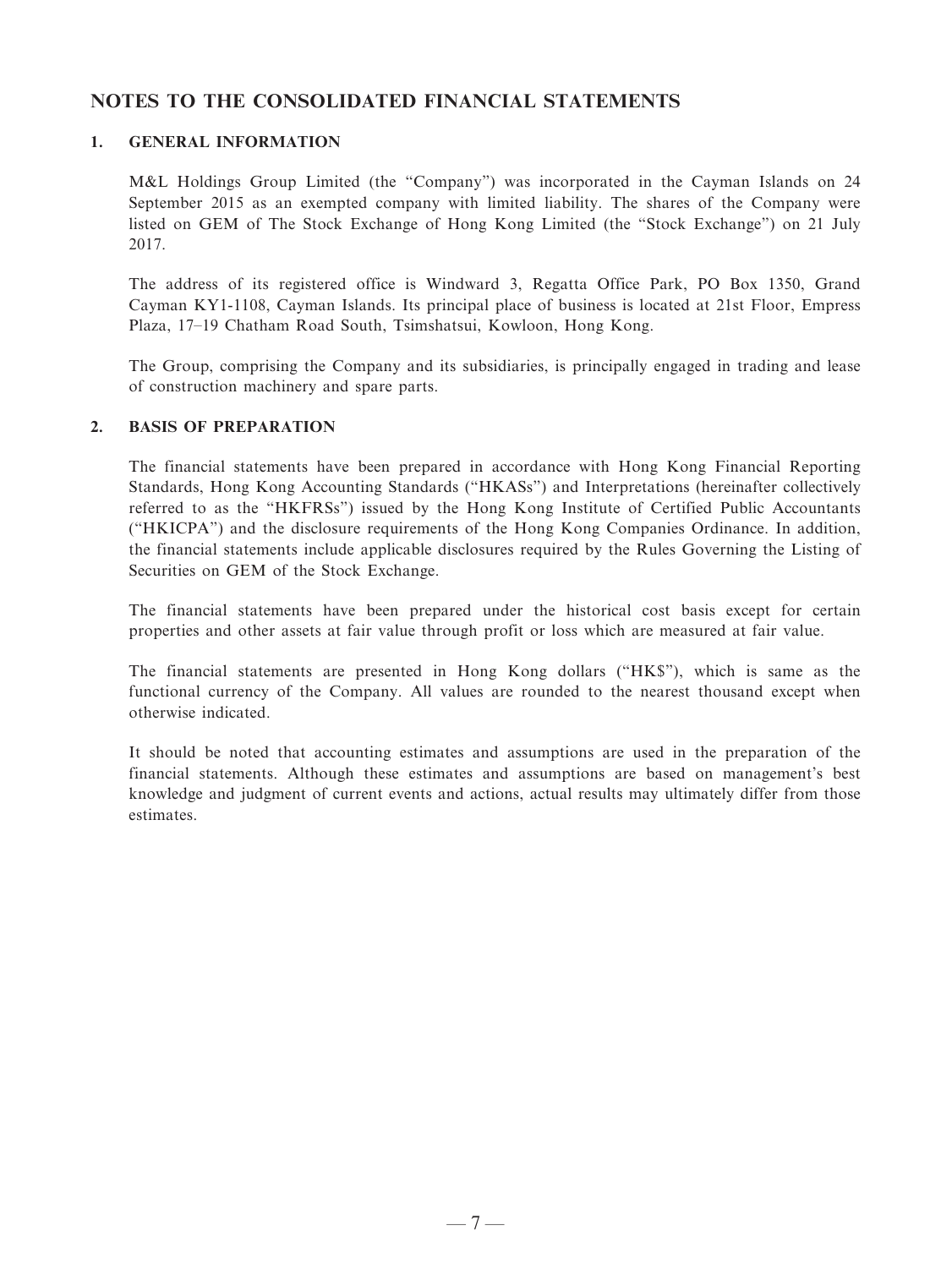## NOTES TO THE CONSOLIDATED FINANCIAL STATEMENTS

### 1. GENERAL INFORMATION

M&L Holdings Group Limited (the "Company") was incorporated in the Cayman Islands on 24 September 2015 as an exempted company with limited liability. The shares of the Company were listed on GEM of The Stock Exchange of Hong Kong Limited (the "Stock Exchange") on 21 July 2017.

The address of its registered office is Windward 3, Regatta Office Park, PO Box 1350, Grand Cayman KY1-1108, Cayman Islands. Its principal place of business is located at 21st Floor, Empress Plaza, 17–19 Chatham Road South, Tsimshatsui, Kowloon, Hong Kong.

The Group, comprising the Company and its subsidiaries, is principally engaged in trading and lease of construction machinery and spare parts.

### 2. BASIS OF PREPARATION

The financial statements have been prepared in accordance with Hong Kong Financial Reporting Standards, Hong Kong Accounting Standards ("HKASs") and Interpretations (hereinafter collectively referred to as the "HKFRSs") issued by the Hong Kong Institute of Certified Public Accountants ("HKICPA") and the disclosure requirements of the Hong Kong Companies Ordinance. In addition, the financial statements include applicable disclosures required by the Rules Governing the Listing of Securities on GEM of the Stock Exchange.

The financial statements have been prepared under the historical cost basis except for certain properties and other assets at fair value through profit or loss which are measured at fair value.

The financial statements are presented in Hong Kong dollars ("HK$"), which is same as the functional currency of the Company. All values are rounded to the nearest thousand except when otherwise indicated.

It should be noted that accounting estimates and assumptions are used in the preparation of the financial statements. Although these estimates and assumptions are based on management's best knowledge and judgment of current events and actions, actual results may ultimately differ from those estimates.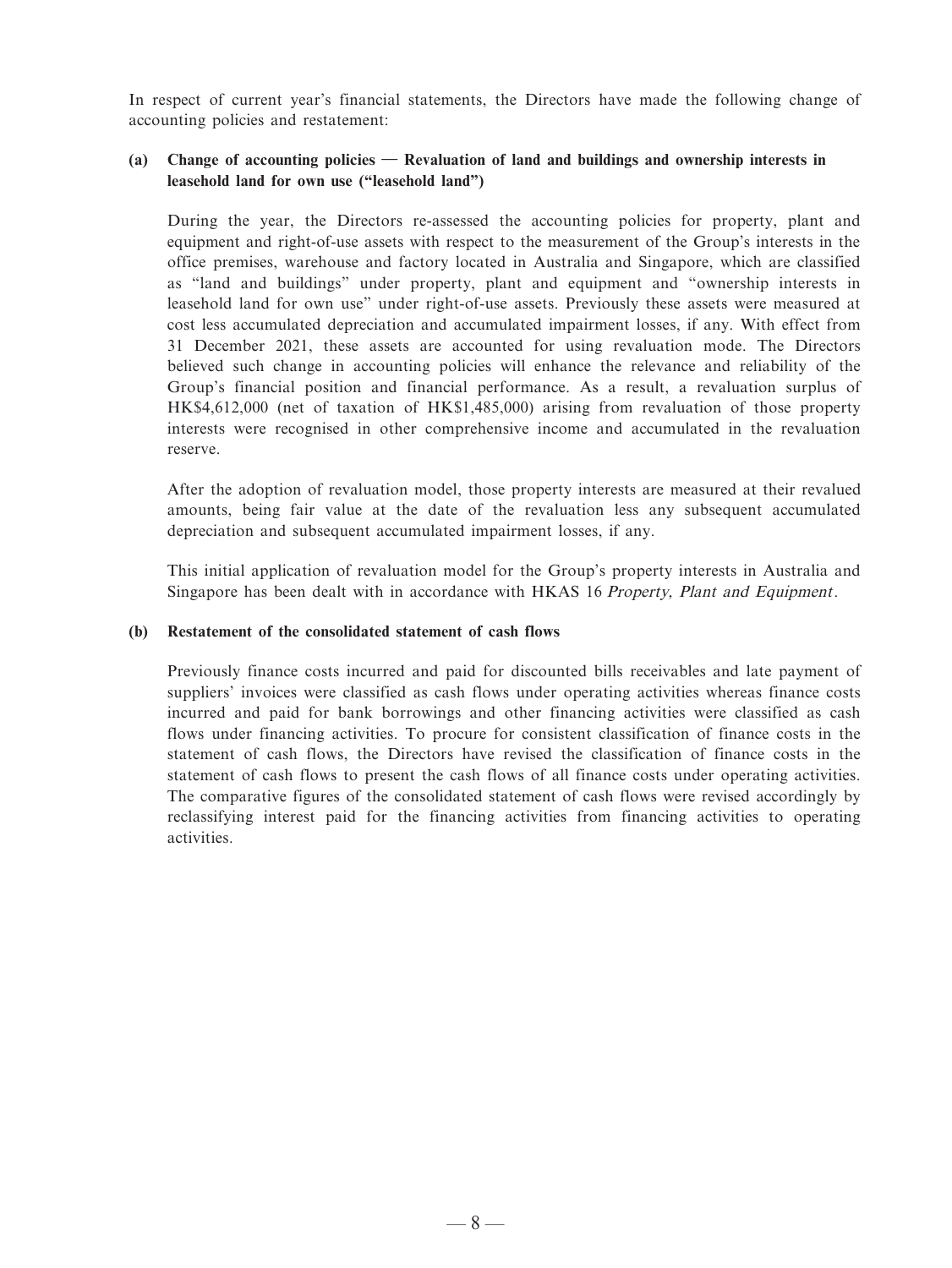In respect of current year's financial statements, the Directors have made the following change of accounting policies and restatement:

**(a) Change of accounting policies — Revaluation of land and buildings and ownership interests in leasehold land for own use ("leasehold land")**

During the year, the Directors re-assessed the accounting policies for property, plant and equipment and right-of-use assets with respect to the measurement of the Group's interests in the office premises, warehouse and factory located in Australia and Singapore, which are classified as "land and buildings" under property, plant and equipment and "ownership interests in leasehold land for own use" under right-of-use assets. Previously these assets were measured at cost less accumulated depreciation and accumulated impairment losses, if any. With effect from 31 December 2021, these assets are accounted for using revaluation mode. The Directors believed such change in accounting policies will enhance the relevance and reliability of the Group's financial position and financial performance. As a result, a revaluation surplus of HK$4,612,000 (net of taxation of HK$1,485,000) arising from revaluation of those property interests were recognised in other comprehensive income and accumulated in the revaluation reserve.

After the adoption of revaluation model, those property interests are measured at their revalued amounts, being fair value at the date of the revaluation less any subsequent accumulated depreciation and subsequent accumulated impairment losses, if any.

This initial application of revaluation model for the Group's property interests in Australia and Singapore has been dealt with in accordance with HKAS 16 *Property, Plant and Equipment*.

**(b) Restatement of the consolidated statement of cash flows**

Previously finance costs incurred and paid for discounted bills receivables and late payment of suppliers' invoices were classified as cash flows under operating activities whereas finance costs incurred and paid for bank borrowings and other financing activities were classified as cash flows under financing activities. To procure for consistent classification of finance costs in the statement of cash flows, the Directors have revised the classification of finance costs in the statement of cash flows to present the cash flows of all finance costs under operating activities. The comparative figures of the consolidated statement of cash flows were revised accordingly by reclassifying interest paid for the financing activities from financing activities to operating activities.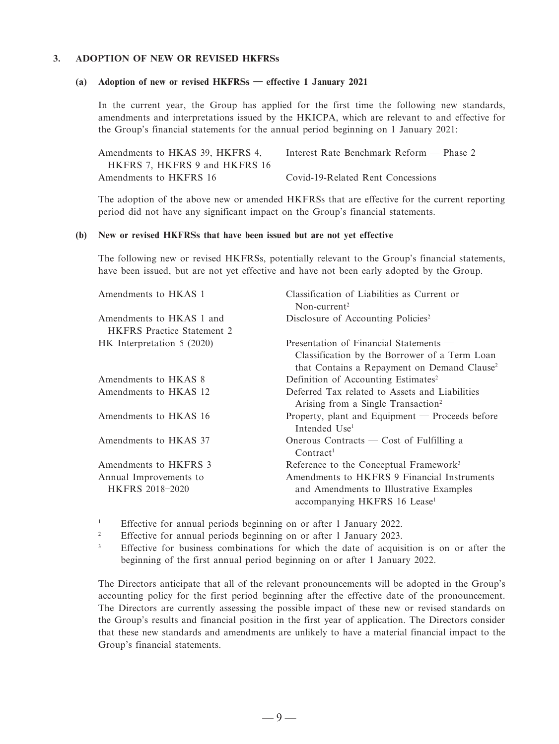## 3. ADOPTION OF NEW OR REVISED HKFRSs

### (a) Adoption of new or revised HKFRSs — effective 1 January 2021

In the current year, the Group has applied for the first time the following new standards, amendments and interpretations issued by the HKICPA, which are relevant to and effective for the Group's financial statements for the annual period beginning on 1 January 2021:

| | |
|---|---|
| Amendments to HKAS 39, HKFRS 4, HKFRS 7, HKFRS 9 and HKFRS 16 | Interest Rate Benchmark Reform — Phase 2 |
| Amendments to HKFRS 16 | Covid-19-Related Rent Concessions |

The adoption of the above new or amended HKFRSs that are effective for the current reporting period did not have any significant impact on the Group's financial statements.

### (b) New or revised HKFRSs that have been issued but are not yet effective

The following new or revised HKFRSs, potentially relevant to the Group's financial statements, have been issued, but are not yet effective and have not been early adopted by the Group.

| | |
|---|---|
| Amendments to HKAS 1 | Classification of Liabilities as Current or Non-current[2] |
| Amendments to HKAS 1 and HKFRS Practice Statement 2 | Disclosure of Accounting Policies[2] |
| HK Interpretation 5 (2020) | Presentation of Financial Statements — Classification by the Borrower of a Term Loan that Contains a Repayment on Demand Clause[2] |
| Amendments to HKAS 8 | Definition of Accounting Estimates[2] |
| Amendments to HKAS 12 | Deferred Tax related to Assets and Liabilities Arising from a Single Transaction[2] |
| Amendments to HKAS 16 | Property, plant and Equipment — Proceeds before Intended Use[1] |
| Amendments to HKAS 37 | Onerous Contracts — Cost of Fulfilling a Contract[1] |
| Amendments to HKFRS 3 | Reference to the Conceptual Framework[3] |
| Annual Improvements to HKFRS 2018–2020 | Amendments to HKFRS 9 Financial Instruments and Amendments to Illustrative Examples accompanying HKFRS 16 Lease[1] |

[1] Effective for annual periods beginning on or after 1 January 2022.

[2] Effective for annual periods beginning on or after 1 January 2023.

[3] Effective for business combinations for which the date of acquisition is on or after the beginning of the first annual period beginning on or after 1 January 2022.

The Directors anticipate that all of the relevant pronouncements will be adopted in the Group's accounting policy for the first period beginning after the effective date of the pronouncement. The Directors are currently assessing the possible impact of these new or revised standards on the Group's results and financial position in the first year of application. The Directors consider that these new standards and amendments are unlikely to have a material financial impact to the Group's financial statements.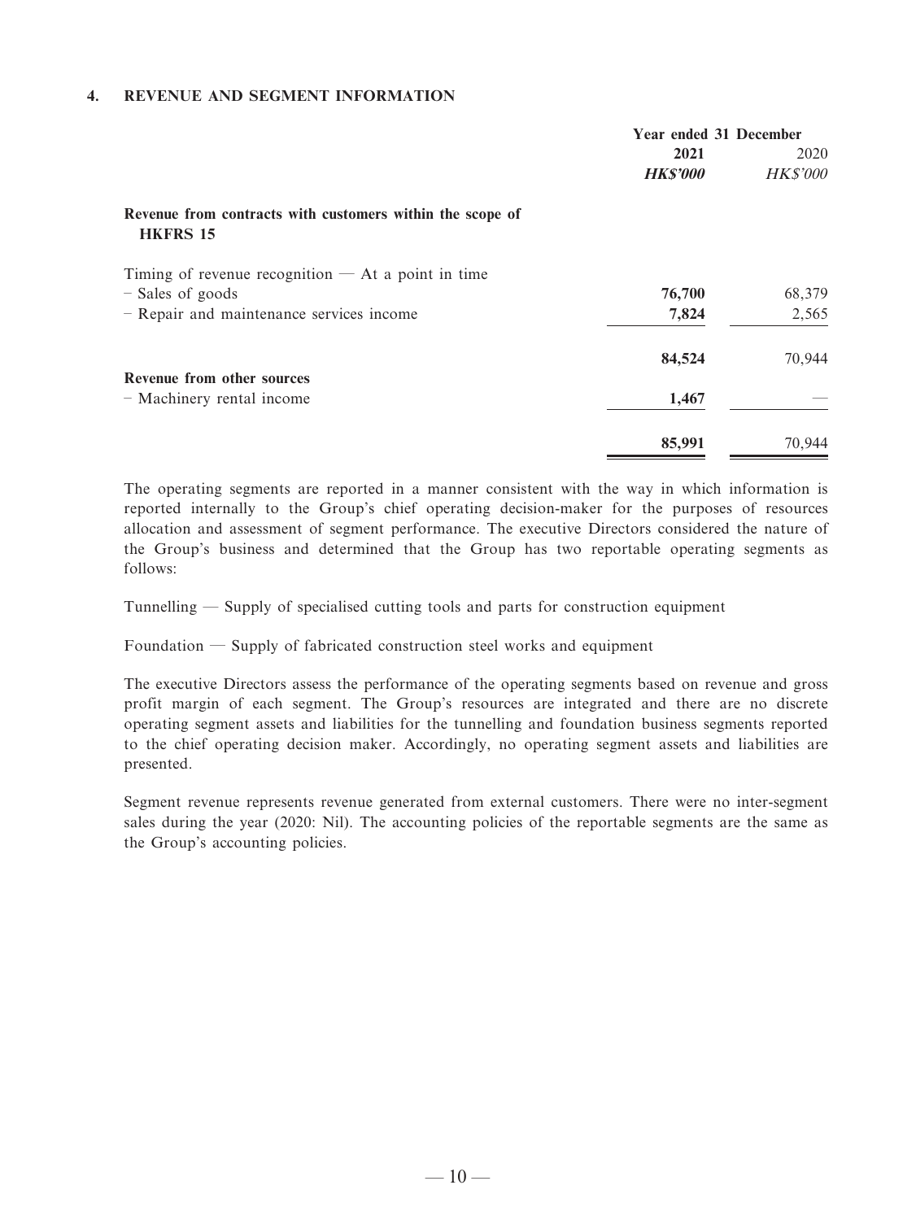## 4. REVENUE AND SEGMENT INFORMATION

| | Year ended 31 December | |
|---|---|---|
| | **2021** | 2020 |
| | ***HK$'000*** | *HK$'000* |
| **Revenue from contracts with customers within the scope of HKFRS 15** | | |
| Timing of revenue recognition — At a point in time | | |
| – Sales of goods | **76,700** | 68,379 |
| – Repair and maintenance services income | **7,824** | 2,565 |
| | **84,524** | 70,944 |
| **Revenue from other sources** | | |
| – Machinery rental income | **1,467** | — |
| | **85,991** | 70,944 |

The operating segments are reported in a manner consistent with the way in which information is reported internally to the Group's chief operating decision-maker for the purposes of resources allocation and assessment of segment performance. The executive Directors considered the nature of the Group's business and determined that the Group has two reportable operating segments as follows:

Tunnelling — Supply of specialised cutting tools and parts for construction equipment

Foundation — Supply of fabricated construction steel works and equipment

The executive Directors assess the performance of the operating segments based on revenue and gross profit margin of each segment. The Group's resources are integrated and there are no discrete operating segment assets and liabilities for the tunnelling and foundation business segments reported to the chief operating decision maker. Accordingly, no operating segment assets and liabilities are presented.

Segment revenue represents revenue generated from external customers. There were no inter-segment sales during the year (2020: Nil). The accounting policies of the reportable segments are the same as the Group's accounting policies.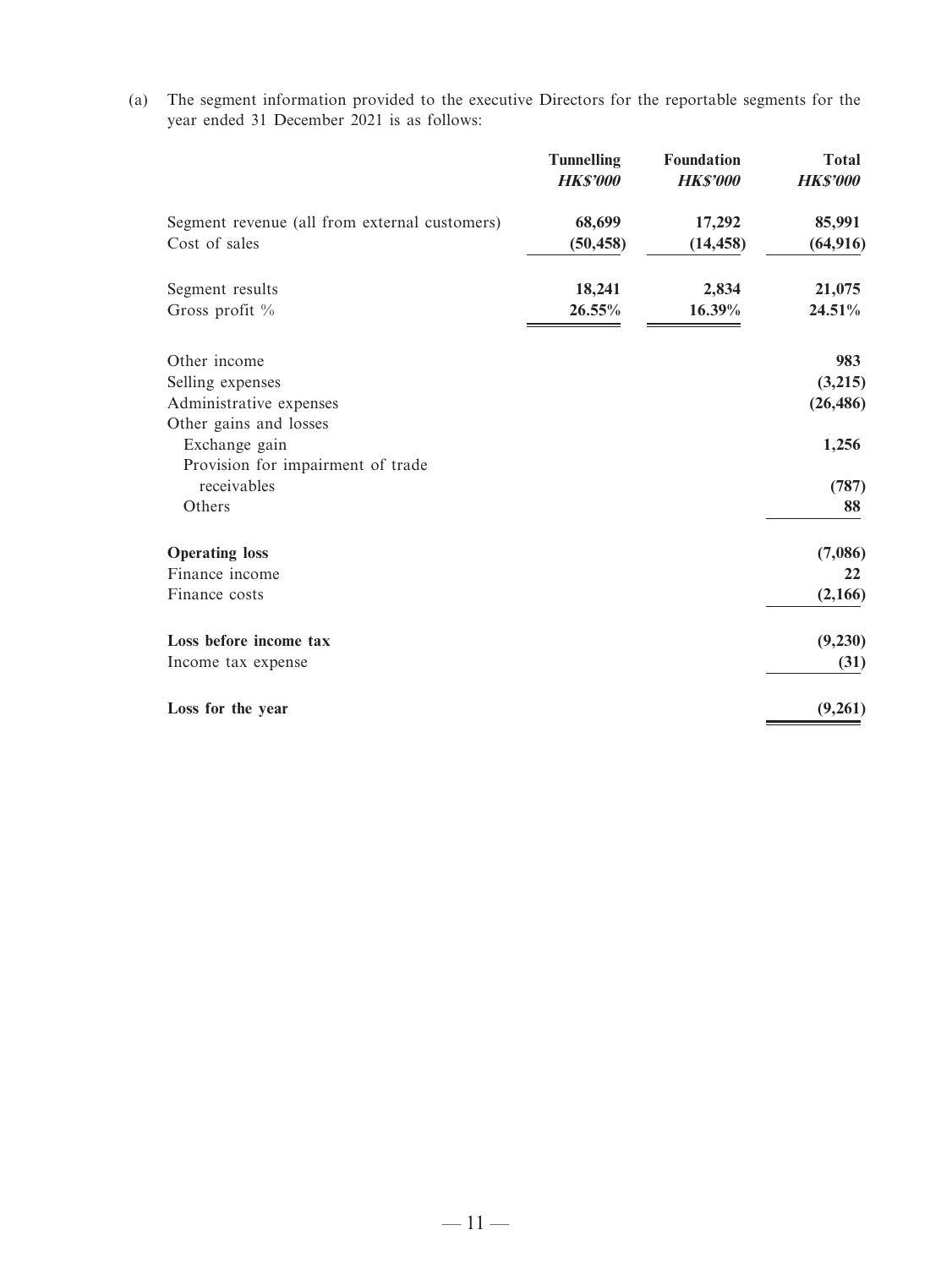(a) The segment information provided to the executive Directors for the reportable segments for the year ended 31 December 2021 is as follows:

| | Tunnelling | Foundation | Total |
|---|---|---|---|
| | *HK$'000* | *HK$'000* | *HK$'000* |
| Segment revenue (all from external customers) | 68,699 | 17,292 | 85,991 |
| Cost of sales | (50,458) | (14,458) | (64,916) |
| Segment results | 18,241 | 2,834 | 21,075 |
| Gross profit % | 26.55% | 16.39% | 24.51% |
| Other income | | | 983 |
| Selling expenses | | | (3,215) |
| Administrative expenses | | | (26,486) |
| Other gains and losses | | | |
| Exchange gain | | | 1,256 |
| Provision for impairment of trade receivables | | | (787) |
| Others | | | 88 |
| **Operating loss** | | | (7,086) |
| Finance income | | | 22 |
| Finance costs | | | (2,166) |
| **Loss before income tax** | | | (9,230) |
| Income tax expense | | | (31) |
| **Loss for the year** | | | (9,261) |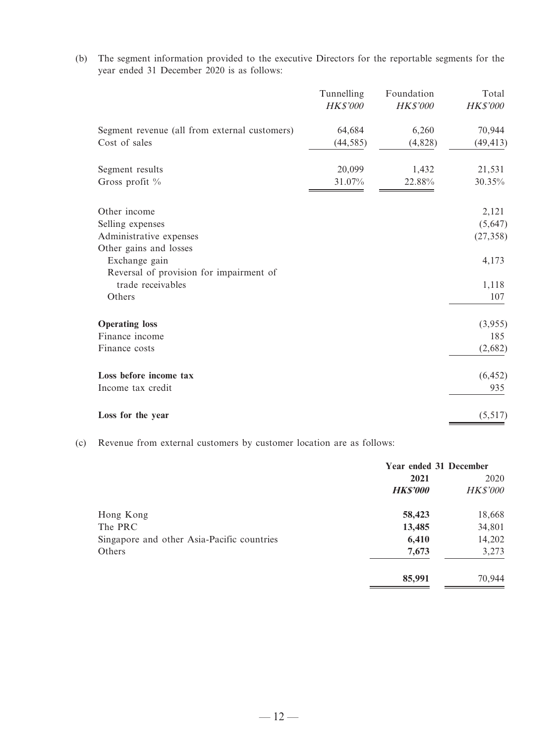(b) The segment information provided to the executive Directors for the reportable segments for the year ended 31 December 2020 is as follows:

| | Tunnelling | Foundation | Total |
|---|---|---|---|
| | *HK$'000* | *HK$'000* | *HK$'000* |
| Segment revenue (all from external customers) | 64,684 | 6,260 | 70,944 |
| Cost of sales | (44,585) | (4,828) | (49,413) |
| Segment results | 20,099 | 1,432 | 21,531 |
| Gross profit % | 31.07% | 22.88% | 30.35% |
| Other income | | | 2,121 |
| Selling expenses | | | (5,647) |
| Administrative expenses | | | (27,358) |
| Other gains and losses | | | |
| Exchange gain | | | 4,173 |
| Reversal of provision for impairment of trade receivables | | | 1,118 |
| Others | | | 107 |
| **Operating loss** | | | (3,955) |
| Finance income | | | 185 |
| Finance costs | | | (2,682) |
| **Loss before income tax** | | | (6,452) |
| Income tax credit | | | 935 |
| **Loss for the year** | | | (5,517) |

(c) Revenue from external customers by customer location are as follows:

| | Year ended 31 December | |
|---|---|---|
| | **2021** | 2020 |
| | ***HK$'000*** | *HK$'000* |
| Hong Kong | **58,423** | 18,668 |
| The PRC | **13,485** | 34,801 |
| Singapore and other Asia-Pacific countries | **6,410** | 14,202 |
| Others | **7,673** | 3,273 |
| | **85,991** | 70,944 |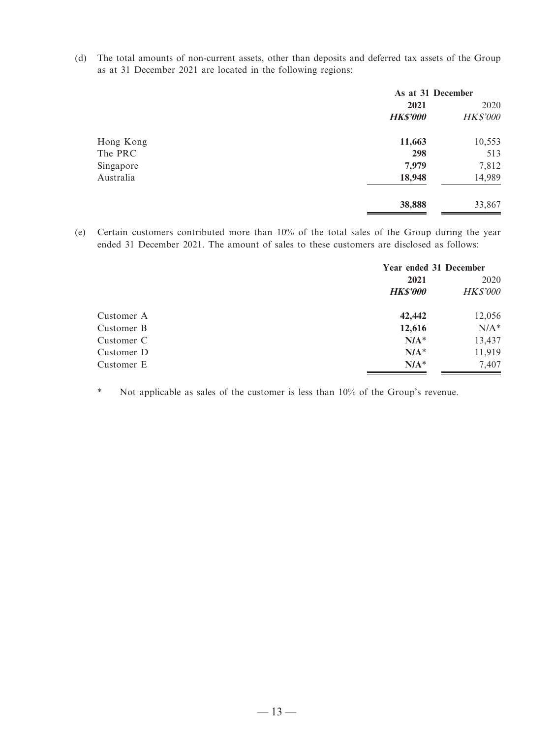(d) The total amounts of non-current assets, other than deposits and deferred tax assets of the Group as at 31 December 2021 are located in the following regions:

| | As at 31 December | |
|---|---|---|
| | **2021** | 2020 |
| | ***HK$'000*** | *HK$'000* |
| Hong Kong | **11,663** | 10,553 |
| The PRC | **298** | 513 |
| Singapore | **7,979** | 7,812 |
| Australia | **18,948** | 14,989 |
| | **38,888** | 33,867 |

(e) Certain customers contributed more than 10% of the total sales of the Group during the year ended 31 December 2021. The amount of sales to these customers are disclosed as follows:

| | Year ended 31 December | |
|---|---|---|
| | **2021** | 2020 |
| | ***HK$'000*** | *HK$'000* |
| Customer A | **42,442** | 12,056 |
| Customer B | **12,616** | N/A* |
| Customer C | **N/A*** | 13,437 |
| Customer D | **N/A*** | 11,919 |
| Customer E | **N/A*** | 7,407 |

\* Not applicable as sales of the customer is less than 10% of the Group's revenue.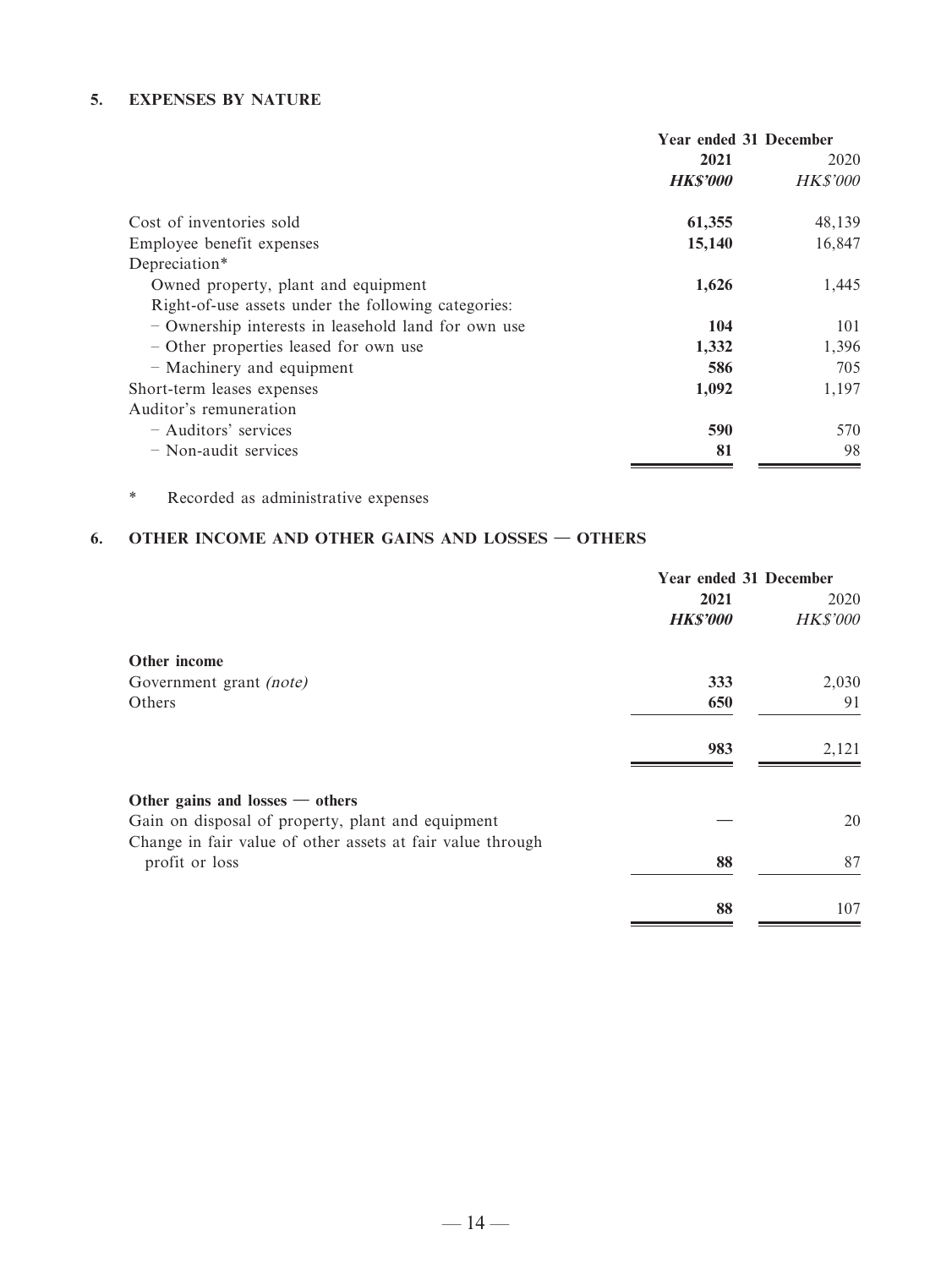## 5. EXPENSES BY NATURE

| | Year ended 31 December | |
|---|---|---|
| | **2021** | 2020 |
| | ***HK$'000*** | *HK$'000* |
| Cost of inventories sold | **61,355** | 48,139 |
| Employee benefit expenses | **15,140** | 16,847 |
| Depreciation* | | |
| Owned property, plant and equipment | **1,626** | 1,445 |
| Right-of-use assets under the following categories: | | |
| – Ownership interests in leasehold land for own use | **104** | 101 |
| – Other properties leased for own use | **1,332** | 1,396 |
| – Machinery and equipment | **586** | 705 |
| Short-term leases expenses | **1,092** | 1,197 |
| Auditor's remuneration | | |
| – Auditors' services | **590** | 570 |
| – Non-audit services | **81** | 98 |

\* Recorded as administrative expenses

## 6. OTHER INCOME AND OTHER GAINS AND LOSSES — OTHERS

| | Year ended 31 December | |
|---|---|---|
| | **2021** | 2020 |
| | ***HK$'000*** | *HK$'000* |
| **Other income** | | |
| Government grant *(note)* | **333** | 2,030 |
| Others | **650** | 91 |
| | **983** | 2,121 |
| **Other gains and losses — others** | | |
| Gain on disposal of property, plant and equipment | — | 20 |
| Change in fair value of other assets at fair value through profit or loss | **88** | 87 |
| | **88** | 107 |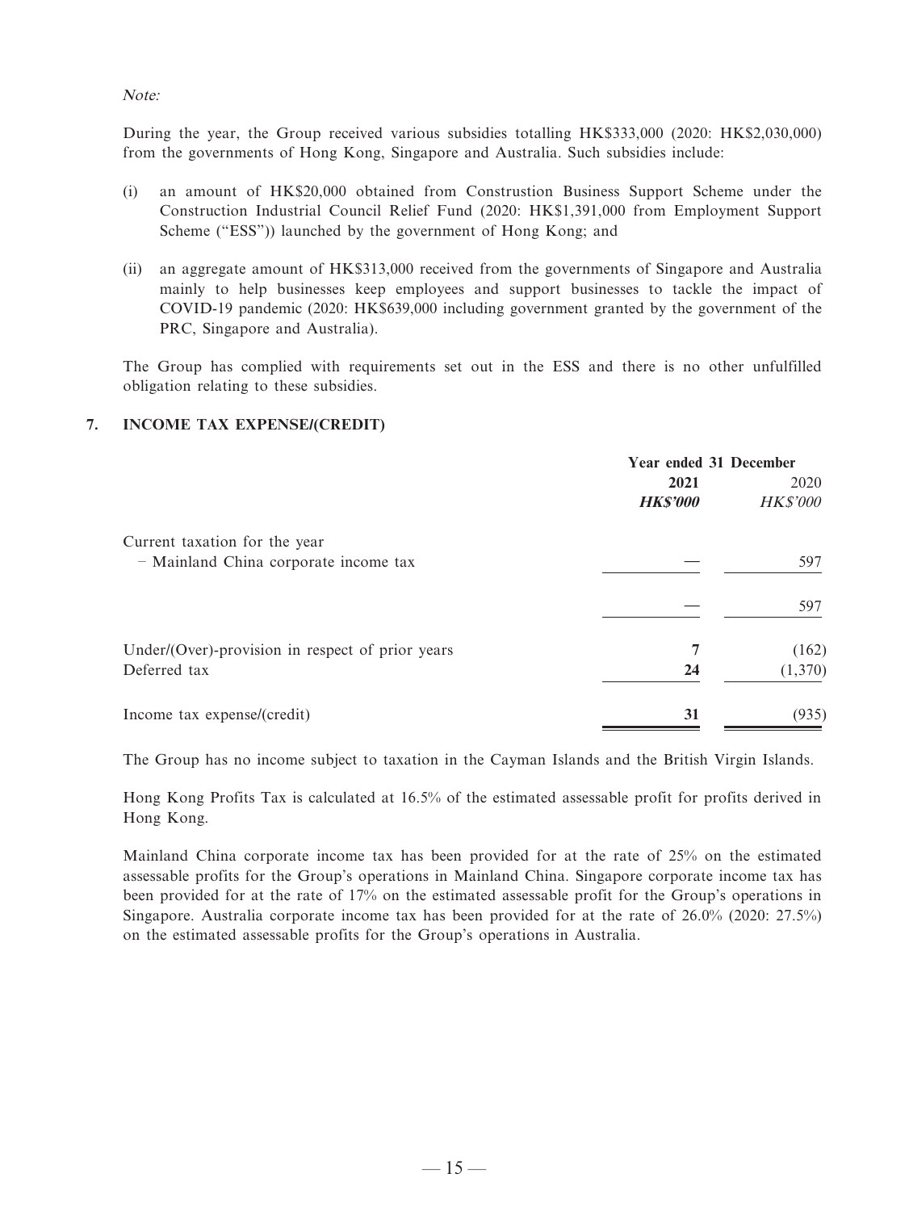*Note:*

During the year, the Group received various subsidies totalling HK$333,000 (2020: HK$2,030,000) from the governments of Hong Kong, Singapore and Australia. Such subsidies include:

(i) an amount of HK$20,000 obtained from Construstion Business Support Scheme under the Construction Industrial Council Relief Fund (2020: HK$1,391,000 from Employment Support Scheme ("ESS")) launched by the government of Hong Kong; and

(ii) an aggregate amount of HK$313,000 received from the governments of Singapore and Australia mainly to help businesses keep employees and support businesses to tackle the impact of COVID-19 pandemic (2020: HK$639,000 including government granted by the government of the PRC, Singapore and Australia).

The Group has complied with requirements set out in the ESS and there is no other unfulfilled obligation relating to these subsidies.

## 7. INCOME TAX EXPENSE/(CREDIT)

| | Year ended 31 December | |
|---|---|---|
| | **2021** | 2020 |
| | ***HK$'000*** | *HK$'000* |
| Current taxation for the year | | |
| – Mainland China corporate income tax | — | 597 |
| | — | 597 |
| Under/(Over)-provision in respect of prior years | **7** | (162) |
| Deferred tax | **24** | (1,370) |
| Income tax expense/(credit) | **31** | (935) |

The Group has no income subject to taxation in the Cayman Islands and the British Virgin Islands.

Hong Kong Profits Tax is calculated at 16.5% of the estimated assessable profit for profits derived in Hong Kong.

Mainland China corporate income tax has been provided for at the rate of 25% on the estimated assessable profits for the Group's operations in Mainland China. Singapore corporate income tax has been provided for at the rate of 17% on the estimated assessable profit for the Group's operations in Singapore. Australia corporate income tax has been provided for at the rate of 26.0% (2020: 27.5%) on the estimated assessable profits for the Group's operations in Australia.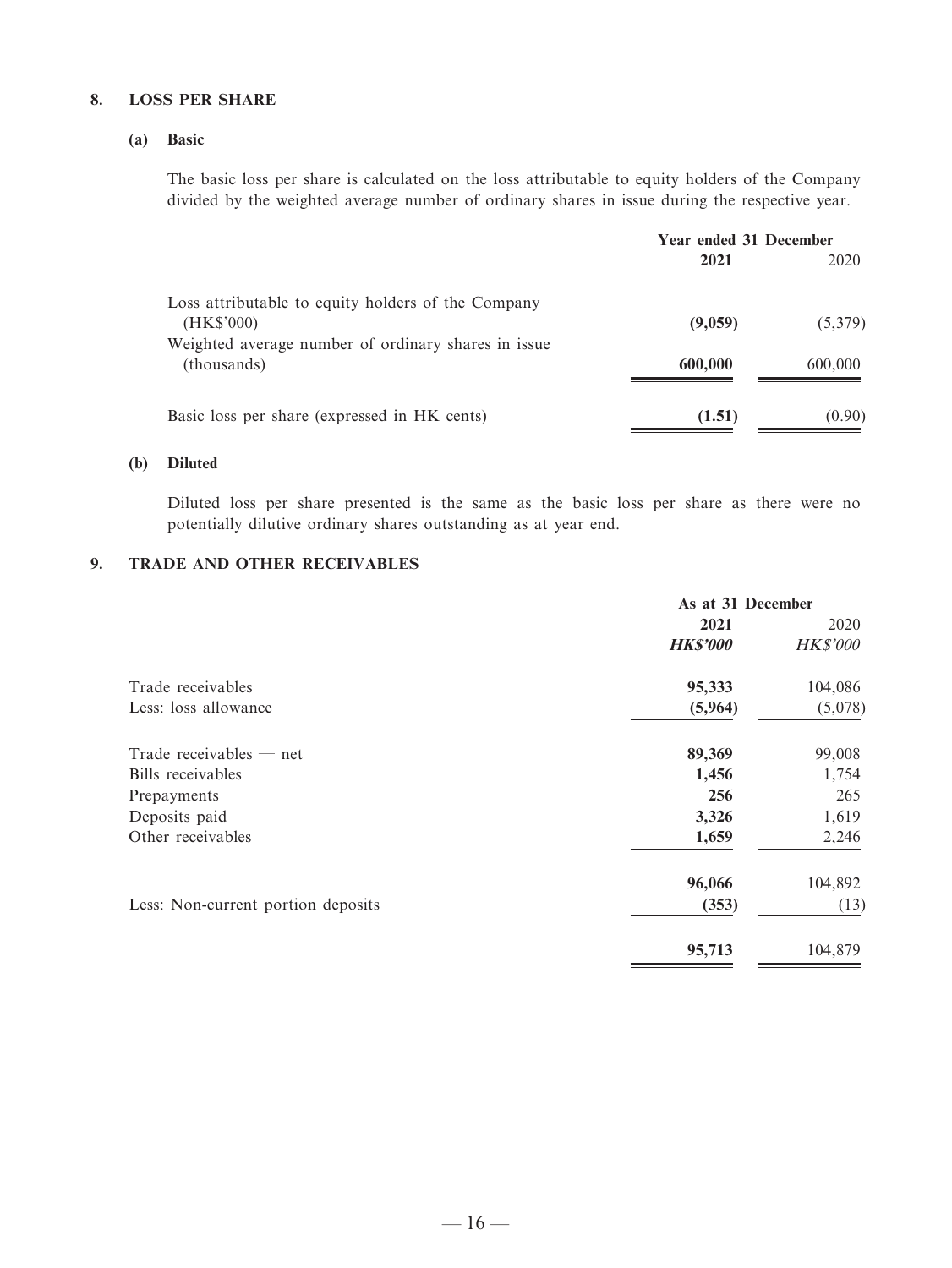## 8. LOSS PER SHARE

### (a) Basic

The basic loss per share is calculated on the loss attributable to equity holders of the Company divided by the weighted average number of ordinary shares in issue during the respective year.

| | Year ended 31 December | |
|---|---|---|
| | **2021** | 2020 |
| Loss attributable to equity holders of the Company (HK$'000) | **(9,059)** | (5,379) |
| Weighted average number of ordinary shares in issue (thousands) | **600,000** | 600,000 |
| Basic loss per share (expressed in HK cents) | **(1.51)** | (0.90) |

### (b) Diluted

Diluted loss per share presented is the same as the basic loss per share as there were no potentially dilutive ordinary shares outstanding as at year end.

## 9. TRADE AND OTHER RECEIVABLES

| | As at 31 December | |
|---|---|---|
| | **2021** | 2020 |
| | ***HK$'000*** | *HK$'000* |
| Trade receivables | **95,333** | 104,086 |
| Less: loss allowance | **(5,964)** | (5,078) |
| Trade receivables — net | **89,369** | 99,008 |
| Bills receivables | **1,456** | 1,754 |
| Prepayments | **256** | 265 |
| Deposits paid | **3,326** | 1,619 |
| Other receivables | **1,659** | 2,246 |
| | **96,066** | 104,892 |
| Less: Non-current portion deposits | **(353)** | (13) |
| | **95,713** | 104,879 |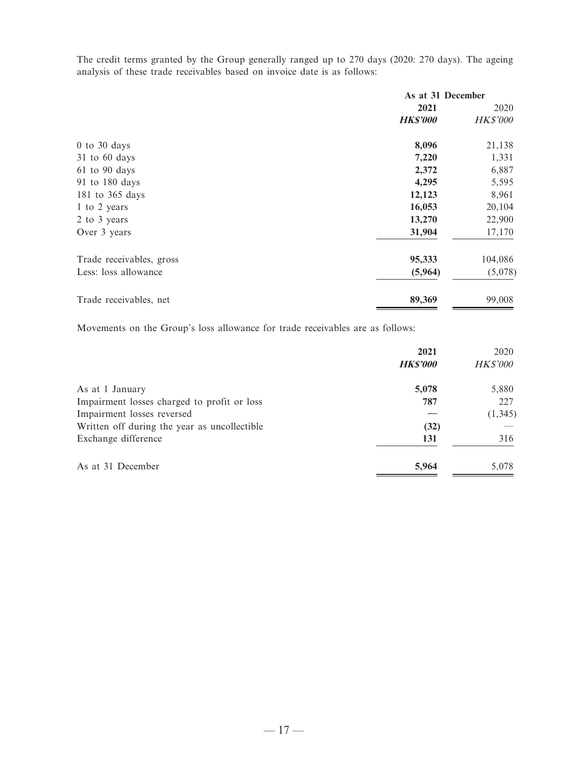The credit terms granted by the Group generally ranged up to 270 days (2020: 270 days). The ageing analysis of these trade receivables based on invoice date is as follows:

| | As at 31 December | |
|---|---|---|
| | **2021** | 2020 |
| | ***HK$'000*** | *HK$'000* |
| 0 to 30 days | **8,096** | 21,138 |
| 31 to 60 days | **7,220** | 1,331 |
| 61 to 90 days | **2,372** | 6,887 |
| 91 to 180 days | **4,295** | 5,595 |
| 181 to 365 days | **12,123** | 8,961 |
| 1 to 2 years | **16,053** | 20,104 |
| 2 to 3 years | **13,270** | 22,900 |
| Over 3 years | **31,904** | 17,170 |
| Trade receivables, gross | **95,333** | 104,086 |
| Less: loss allowance | **(5,964)** | (5,078) |
| Trade receivables, net | **89,369** | 99,008 |

Movements on the Group's loss allowance for trade receivables are as follows:

| | **2021** | 2020 |
|---|---|---|
| | ***HK$'000*** | *HK$'000* |
| As at 1 January | **5,078** | 5,880 |
| Impairment losses charged to profit or loss | **787** | 227 |
| Impairment losses reversed | **—** | (1,345) |
| Written off during the year as uncollectible | **(32)** | — |
| Exchange difference | **131** | 316 |
| As at 31 December | **5,964** | 5,078 |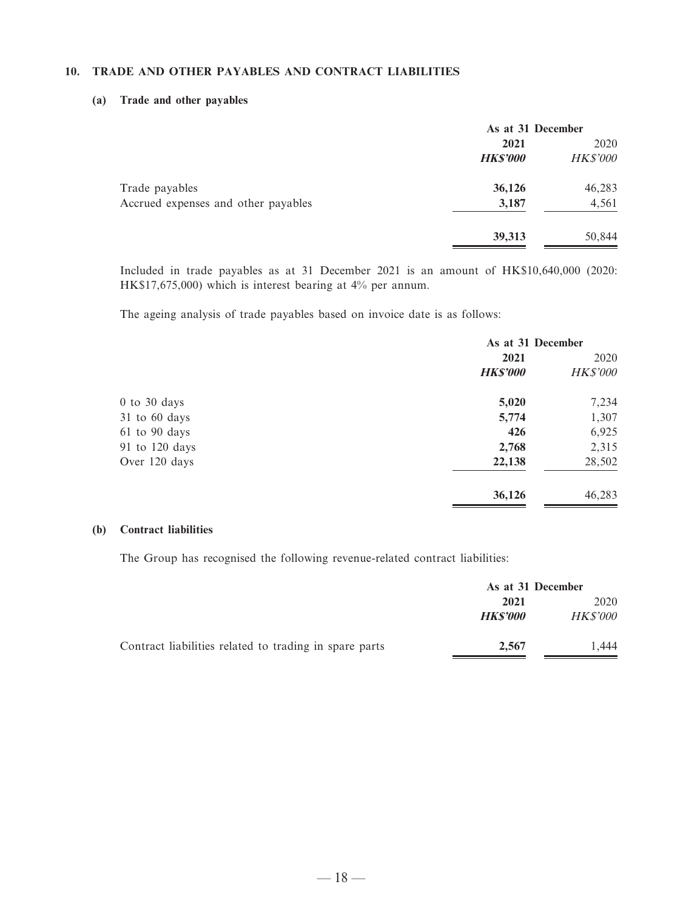## 10. TRADE AND OTHER PAYABLES AND CONTRACT LIABILITIES

### (a) Trade and other payables

| | As at 31 December | |
|---|---|---|
| | **2021** | 2020 |
| | ***HK$'000*** | *HK$'000* |
| Trade payables | **36,126** | 46,283 |
| Accrued expenses and other payables | **3,187** | 4,561 |
| | **39,313** | 50,844 |

Included in trade payables as at 31 December 2021 is an amount of HK$10,640,000 (2020: HK$17,675,000) which is interest bearing at 4% per annum.

The ageing analysis of trade payables based on invoice date is as follows:

| | As at 31 December | |
|---|---|---|
| | **2021** | 2020 |
| | ***HK$'000*** | *HK$'000* |
| 0 to 30 days | **5,020** | 7,234 |
| 31 to 60 days | **5,774** | 1,307 |
| 61 to 90 days | **426** | 6,925 |
| 91 to 120 days | **2,768** | 2,315 |
| Over 120 days | **22,138** | 28,502 |
| | **36,126** | 46,283 |

### (b) Contract liabilities

The Group has recognised the following revenue-related contract liabilities:

| | As at 31 December | |
|---|---|---|
| | **2021** | 2020 |
| | ***HK$'000*** | *HK$'000* |
| Contract liabilities related to trading in spare parts | **2,567** | 1,444 |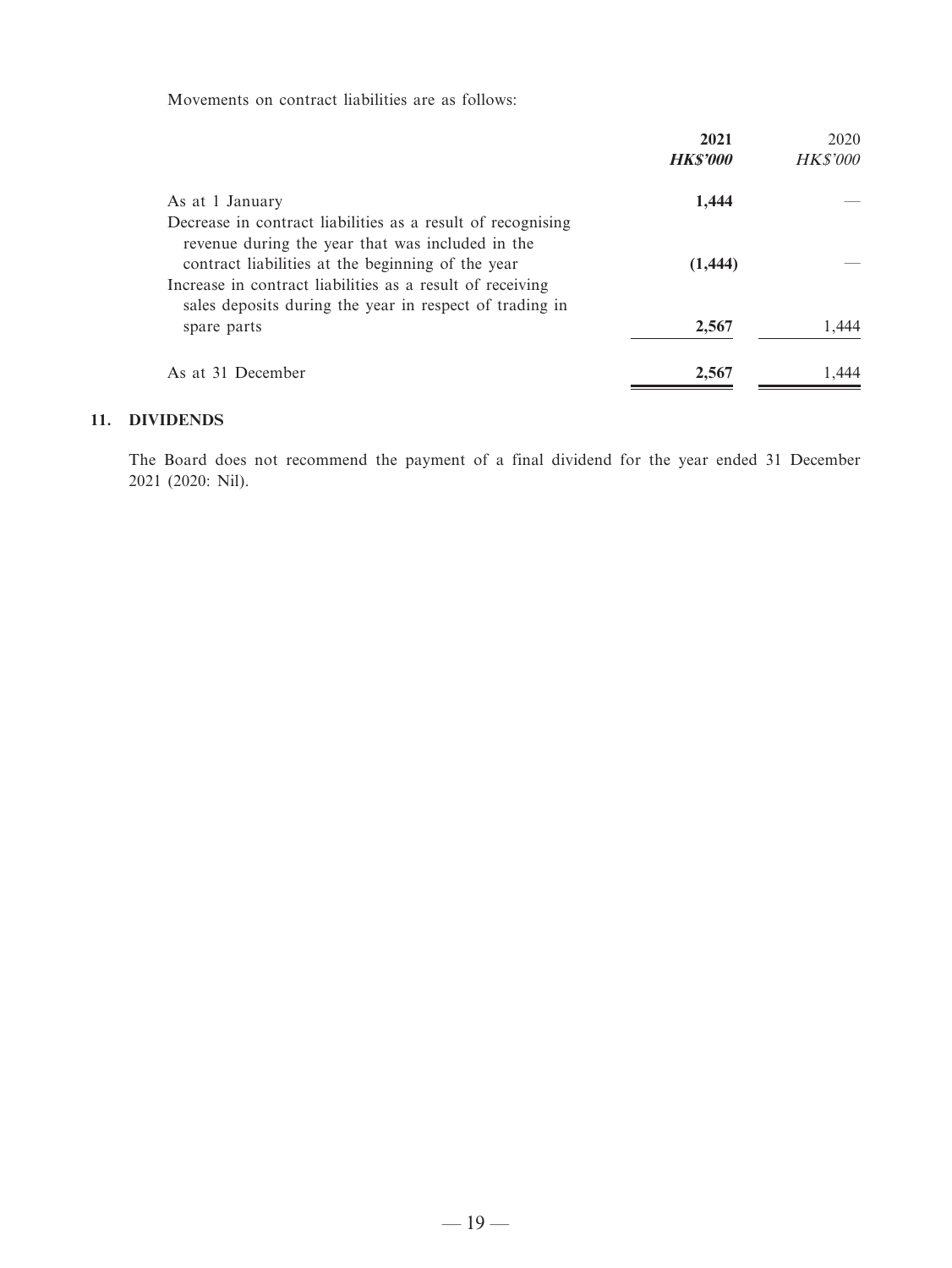Movements on contract liabilities are as follows:

| | 2021 | 2020 |
|---|---|---|
| | ***HK$'000*** | *HK$'000* |
| As at 1 January | **1,444** | — |
| Decrease in contract liabilities as a result of recognising revenue during the year that was included in the contract liabilities at the beginning of the year | **(1,444)** | — |
| Increase in contract liabilities as a result of receiving sales deposits during the year in respect of trading in spare parts | **2,567** | 1,444 |
| As at 31 December | **2,567** | 1,444 |

## 11. DIVIDENDS

The Board does not recommend the payment of a final dividend for the year ended 31 December 2021 (2020: Nil).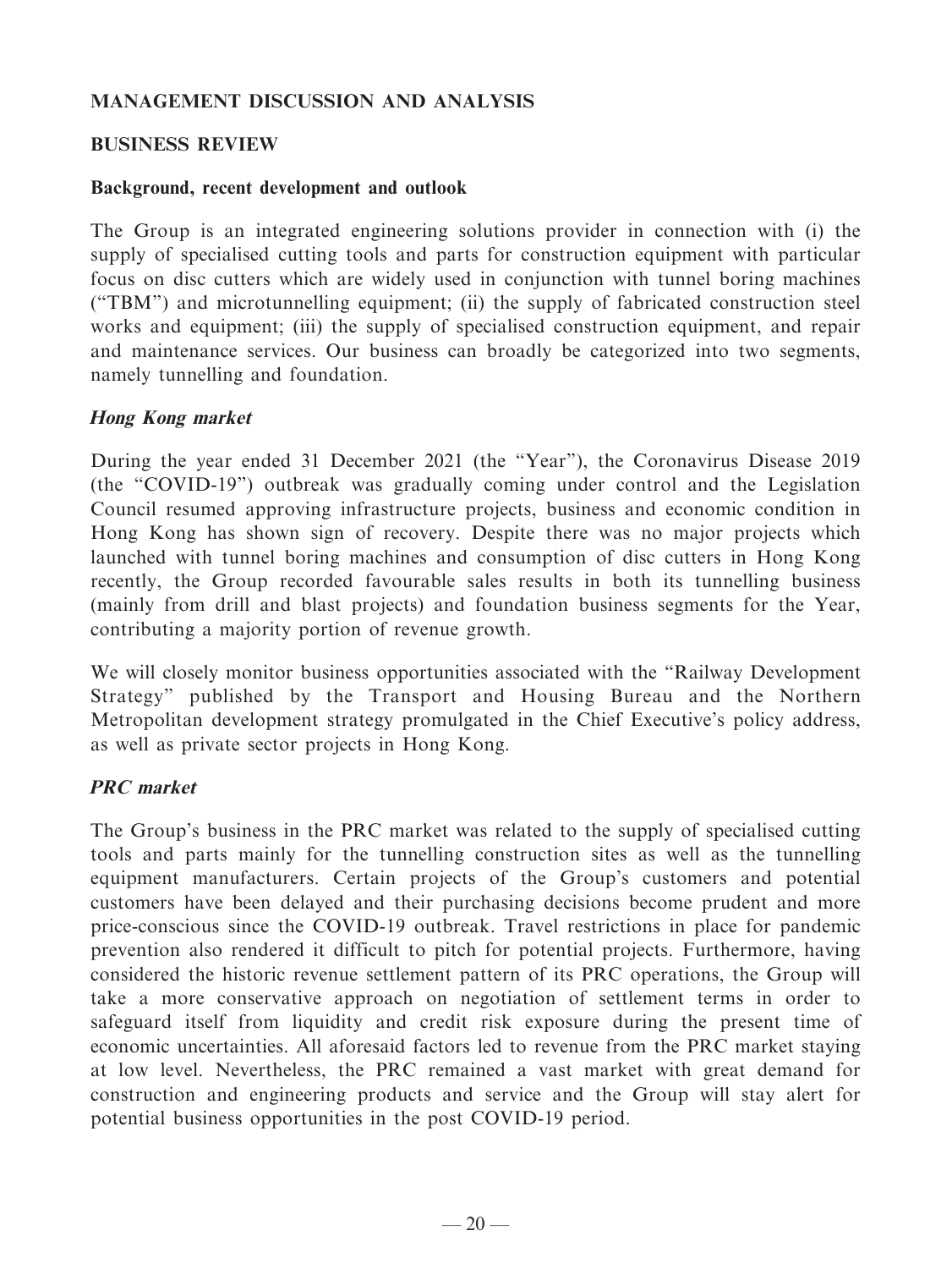## MANAGEMENT DISCUSSION AND ANALYSIS

### BUSINESS REVIEW

#### Background, recent development and outlook

The Group is an integrated engineering solutions provider in connection with (i) the supply of specialised cutting tools and parts for construction equipment with particular focus on disc cutters which are widely used in conjunction with tunnel boring machines ("TBM") and microtunnelling equipment; (ii) the supply of fabricated construction steel works and equipment; (iii) the supply of specialised construction equipment, and repair and maintenance services. Our business can broadly be categorized into two segments, namely tunnelling and foundation.

***Hong Kong market***

During the year ended 31 December 2021 (the "Year"), the Coronavirus Disease 2019 (the "COVID-19") outbreak was gradually coming under control and the Legislation Council resumed approving infrastructure projects, business and economic condition in Hong Kong has shown sign of recovery. Despite there was no major projects which launched with tunnel boring machines and consumption of disc cutters in Hong Kong recently, the Group recorded favourable sales results in both its tunnelling business (mainly from drill and blast projects) and foundation business segments for the Year, contributing a majority portion of revenue growth.

We will closely monitor business opportunities associated with the "Railway Development Strategy" published by the Transport and Housing Bureau and the Northern Metropolitan development strategy promulgated in the Chief Executive's policy address, as well as private sector projects in Hong Kong.

***PRC market***

The Group's business in the PRC market was related to the supply of specialised cutting tools and parts mainly for the tunnelling construction sites as well as the tunnelling equipment manufacturers. Certain projects of the Group's customers and potential customers have been delayed and their purchasing decisions become prudent and more price-conscious since the COVID-19 outbreak. Travel restrictions in place for pandemic prevention also rendered it difficult to pitch for potential projects. Furthermore, having considered the historic revenue settlement pattern of its PRC operations, the Group will take a more conservative approach on negotiation of settlement terms in order to safeguard itself from liquidity and credit risk exposure during the present time of economic uncertainties. All aforesaid factors led to revenue from the PRC market staying at low level. Nevertheless, the PRC remained a vast market with great demand for construction and engineering products and service and the Group will stay alert for potential business opportunities in the post COVID-19 period.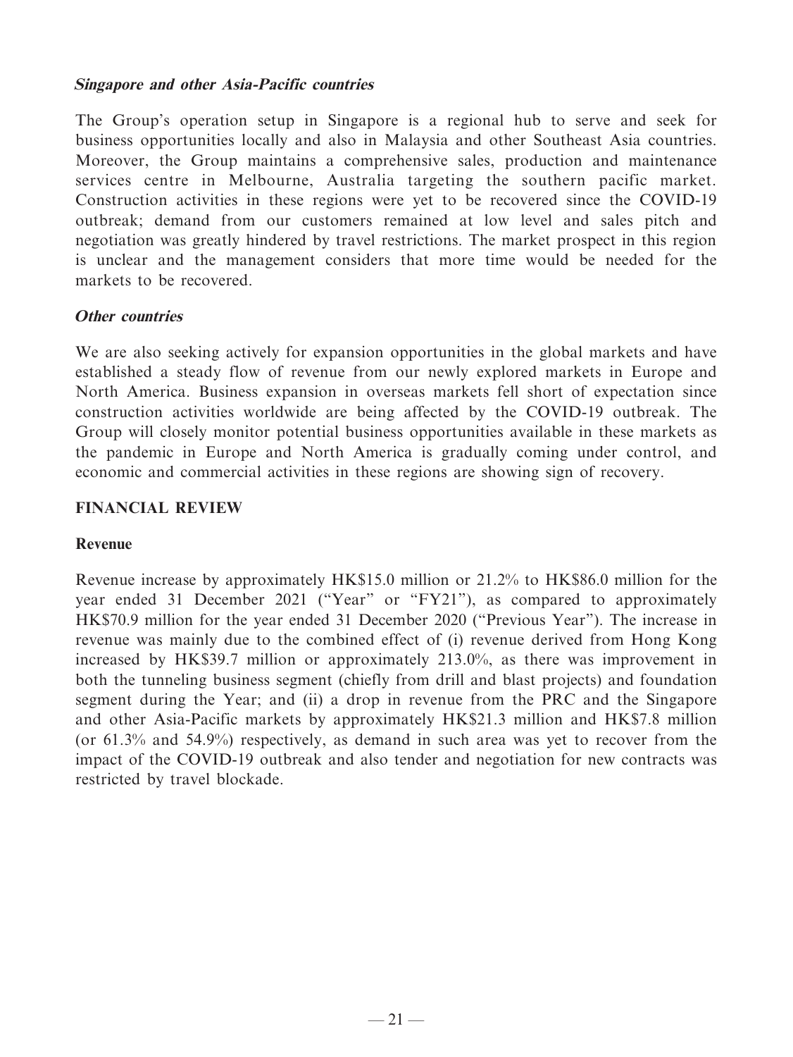### *Singapore and other Asia-Pacific countries*

The Group's operation setup in Singapore is a regional hub to serve and seek for business opportunities locally and also in Malaysia and other Southeast Asia countries. Moreover, the Group maintains a comprehensive sales, production and maintenance services centre in Melbourne, Australia targeting the southern pacific market. Construction activities in these regions were yet to be recovered since the COVID-19 outbreak; demand from our customers remained at low level and sales pitch and negotiation was greatly hindered by travel restrictions. The market prospect in this region is unclear and the management considers that more time would be needed for the markets to be recovered.

### *Other countries*

We are also seeking actively for expansion opportunities in the global markets and have established a steady flow of revenue from our newly explored markets in Europe and North America. Business expansion in overseas markets fell short of expectation since construction activities worldwide are being affected by the COVID-19 outbreak. The Group will closely monitor potential business opportunities available in these markets as the pandemic in Europe and North America is gradually coming under control, and economic and commercial activities in these regions are showing sign of recovery.

## FINANCIAL REVIEW

### Revenue

Revenue increase by approximately HK$15.0 million or 21.2% to HK$86.0 million for the year ended 31 December 2021 ("Year" or "FY21"), as compared to approximately HK$70.9 million for the year ended 31 December 2020 ("Previous Year"). The increase in revenue was mainly due to the combined effect of (i) revenue derived from Hong Kong increased by HK$39.7 million or approximately 213.0%, as there was improvement in both the tunneling business segment (chiefly from drill and blast projects) and foundation segment during the Year; and (ii) a drop in revenue from the PRC and the Singapore and other Asia-Pacific markets by approximately HK$21.3 million and HK$7.8 million (or 61.3% and 54.9%) respectively, as demand in such area was yet to recover from the impact of the COVID-19 outbreak and also tender and negotiation for new contracts was restricted by travel blockade.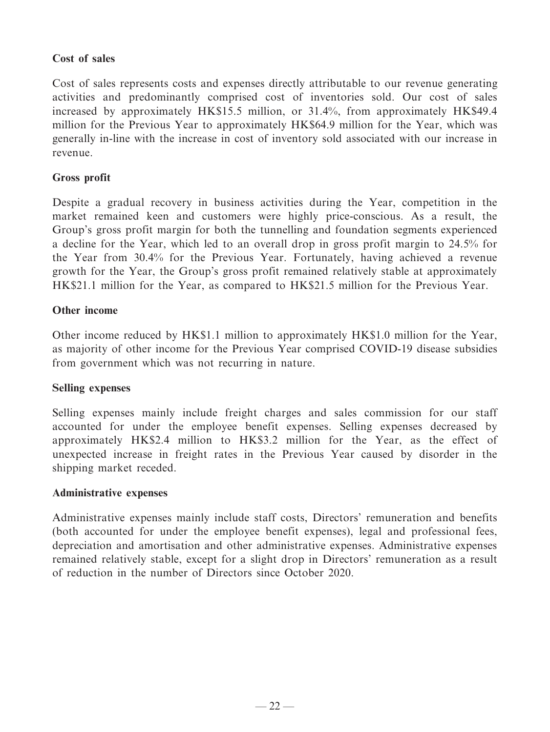**Cost of sales**

Cost of sales represents costs and expenses directly attributable to our revenue generating activities and predominantly comprised cost of inventories sold. Our cost of sales increased by approximately HK$15.5 million, or 31.4%, from approximately HK$49.4 million for the Previous Year to approximately HK$64.9 million for the Year, which was generally in-line with the increase in cost of inventory sold associated with our increase in revenue.

**Gross profit**

Despite a gradual recovery in business activities during the Year, competition in the market remained keen and customers were highly price-conscious. As a result, the Group's gross profit margin for both the tunnelling and foundation segments experienced a decline for the Year, which led to an overall drop in gross profit margin to 24.5% for the Year from 30.4% for the Previous Year. Fortunately, having achieved a revenue growth for the Year, the Group's gross profit remained relatively stable at approximately HK$21.1 million for the Year, as compared to HK$21.5 million for the Previous Year.

**Other income**

Other income reduced by HK$1.1 million to approximately HK$1.0 million for the Year, as majority of other income for the Previous Year comprised COVID-19 disease subsidies from government which was not recurring in nature.

**Selling expenses**

Selling expenses mainly include freight charges and sales commission for our staff accounted for under the employee benefit expenses. Selling expenses decreased by approximately HK$2.4 million to HK$3.2 million for the Year, as the effect of unexpected increase in freight rates in the Previous Year caused by disorder in the shipping market receded.

**Administrative expenses**

Administrative expenses mainly include staff costs, Directors' remuneration and benefits (both accounted for under the employee benefit expenses), legal and professional fees, depreciation and amortisation and other administrative expenses. Administrative expenses remained relatively stable, except for a slight drop in Directors' remuneration as a result of reduction in the number of Directors since October 2020.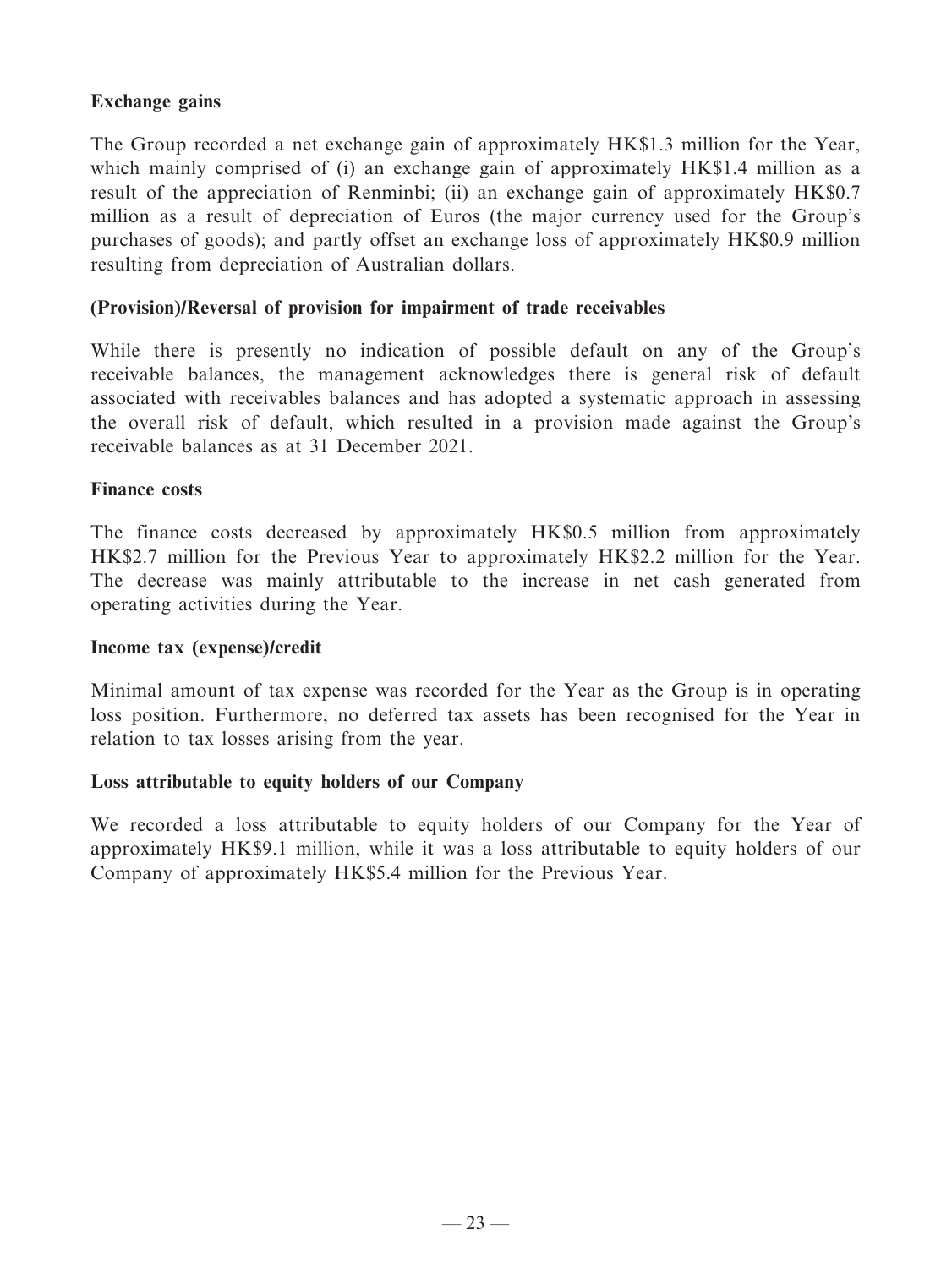**Exchange gains**

The Group recorded a net exchange gain of approximately HK$1.3 million for the Year, which mainly comprised of (i) an exchange gain of approximately HK$1.4 million as a result of the appreciation of Renminbi; (ii) an exchange gain of approximately HK$0.7 million as a result of depreciation of Euros (the major currency used for the Group's purchases of goods); and partly offset an exchange loss of approximately HK$0.9 million resulting from depreciation of Australian dollars.

**(Provision)/Reversal of provision for impairment of trade receivables**

While there is presently no indication of possible default on any of the Group's receivable balances, the management acknowledges there is general risk of default associated with receivables balances and has adopted a systematic approach in assessing the overall risk of default, which resulted in a provision made against the Group's receivable balances as at 31 December 2021.

**Finance costs**

The finance costs decreased by approximately HK$0.5 million from approximately HK$2.7 million for the Previous Year to approximately HK$2.2 million for the Year. The decrease was mainly attributable to the increase in net cash generated from operating activities during the Year.

**Income tax (expense)/credit**

Minimal amount of tax expense was recorded for the Year as the Group is in operating loss position. Furthermore, no deferred tax assets has been recognised for the Year in relation to tax losses arising from the year.

**Loss attributable to equity holders of our Company**

We recorded a loss attributable to equity holders of our Company for the Year of approximately HK$9.1 million, while it was a loss attributable to equity holders of our Company of approximately HK$5.4 million for the Previous Year.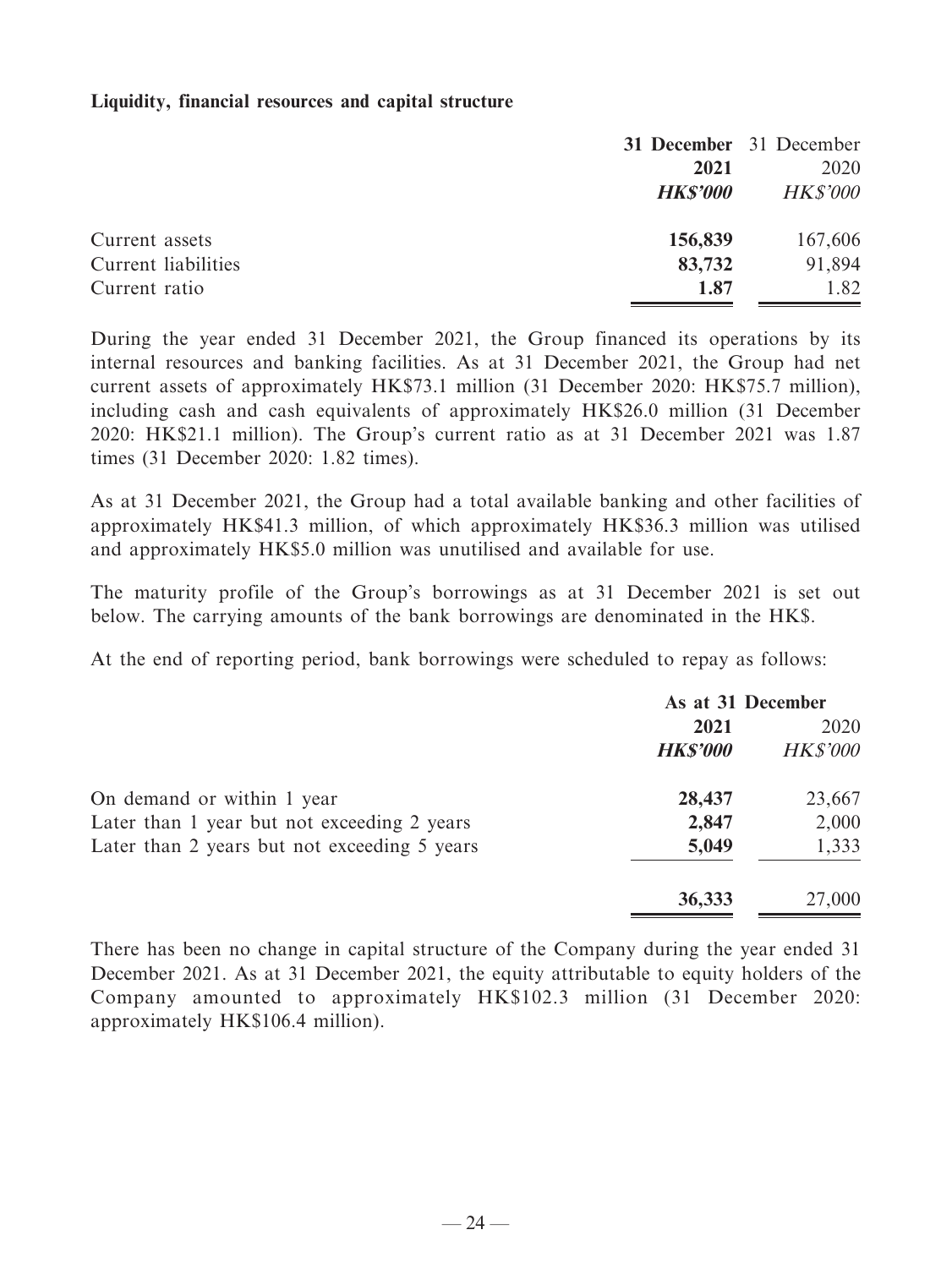**Liquidity, financial resources and capital structure**

| | 31 December 2021 | 31 December 2020 |
|---|---|---|
| | ***HK$'000*** | *HK$'000* |
| Current assets | **156,839** | 167,606 |
| Current liabilities | **83,732** | 91,894 |
| Current ratio | **1.87** | 1.82 |

During the year ended 31 December 2021, the Group financed its operations by its internal resources and banking facilities. As at 31 December 2021, the Group had net current assets of approximately HK$73.1 million (31 December 2020: HK$75.7 million), including cash and cash equivalents of approximately HK$26.0 million (31 December 2020: HK$21.1 million). The Group's current ratio as at 31 December 2021 was 1.87 times (31 December 2020: 1.82 times).

As at 31 December 2021, the Group had a total available banking and other facilities of approximately HK$41.3 million, of which approximately HK$36.3 million was utilised and approximately HK$5.0 million was unutilised and available for use.

The maturity profile of the Group's borrowings as at 31 December 2021 is set out below. The carrying amounts of the bank borrowings are denominated in the HK$.

At the end of reporting period, bank borrowings were scheduled to repay as follows:

| | As at 31 December | |
|---|---|---|
| | **2021** | 2020 |
| | ***HK$'000*** | *HK$'000* |
| On demand or within 1 year | **28,437** | 23,667 |
| Later than 1 year but not exceeding 2 years | **2,847** | 2,000 |
| Later than 2 years but not exceeding 5 years | **5,049** | 1,333 |
| | **36,333** | 27,000 |

There has been no change in capital structure of the Company during the year ended 31 December 2021. As at 31 December 2021, the equity attributable to equity holders of the Company amounted to approximately HK$102.3 million (31 December 2020: approximately HK$106.4 million).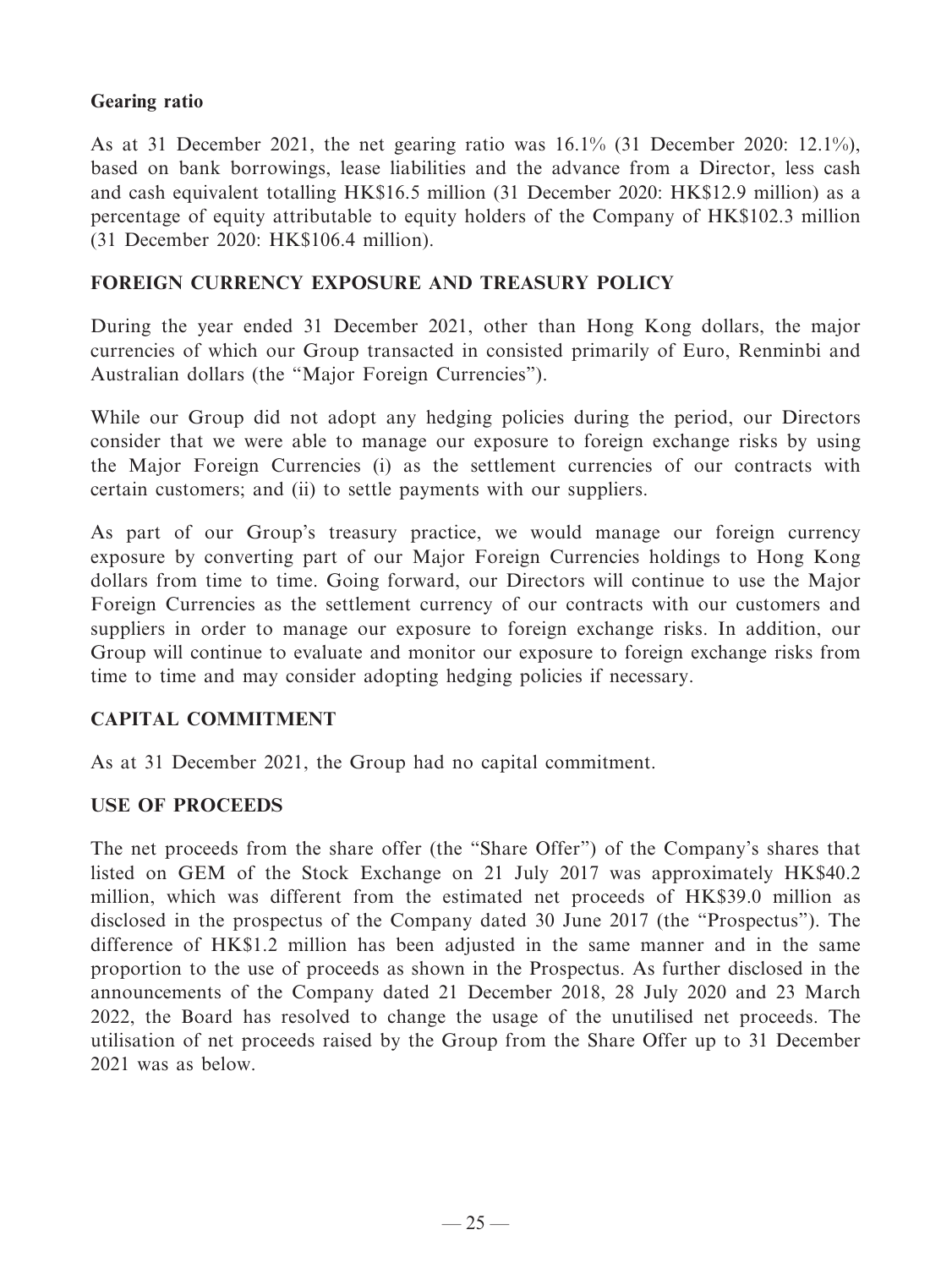**Gearing ratio**

As at 31 December 2021, the net gearing ratio was 16.1% (31 December 2020: 12.1%), based on bank borrowings, lease liabilities and the advance from a Director, less cash and cash equivalent totalling HK$16.5 million (31 December 2020: HK$12.9 million) as a percentage of equity attributable to equity holders of the Company of HK$102.3 million (31 December 2020: HK$106.4 million).

## FOREIGN CURRENCY EXPOSURE AND TREASURY POLICY

During the year ended 31 December 2021, other than Hong Kong dollars, the major currencies of which our Group transacted in consisted primarily of Euro, Renminbi and Australian dollars (the "Major Foreign Currencies").

While our Group did not adopt any hedging policies during the period, our Directors consider that we were able to manage our exposure to foreign exchange risks by using the Major Foreign Currencies (i) as the settlement currencies of our contracts with certain customers; and (ii) to settle payments with our suppliers.

As part of our Group's treasury practice, we would manage our foreign currency exposure by converting part of our Major Foreign Currencies holdings to Hong Kong dollars from time to time. Going forward, our Directors will continue to use the Major Foreign Currencies as the settlement currency of our contracts with our customers and suppliers in order to manage our exposure to foreign exchange risks. In addition, our Group will continue to evaluate and monitor our exposure to foreign exchange risks from time to time and may consider adopting hedging policies if necessary.

## CAPITAL COMMITMENT

As at 31 December 2021, the Group had no capital commitment.

## USE OF PROCEEDS

The net proceeds from the share offer (the "Share Offer") of the Company's shares that listed on GEM of the Stock Exchange on 21 July 2017 was approximately HK$40.2 million, which was different from the estimated net proceeds of HK$39.0 million as disclosed in the prospectus of the Company dated 30 June 2017 (the "Prospectus"). The difference of HK$1.2 million has been adjusted in the same manner and in the same proportion to the use of proceeds as shown in the Prospectus. As further disclosed in the announcements of the Company dated 21 December 2018, 28 July 2020 and 23 March 2022, the Board has resolved to change the usage of the unutilised net proceeds. The utilisation of net proceeds raised by the Group from the Share Offer up to 31 December 2021 was as below.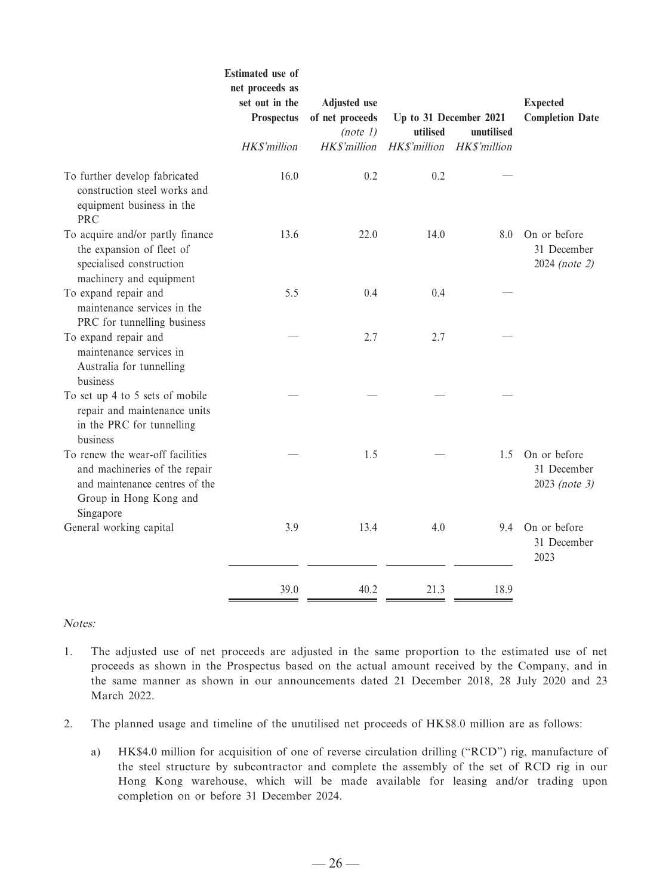| | Estimated use of net proceeds as set out in the Prospectus | Adjusted use of net proceeds *(note 1)* | Up to 31 December 2021 | | Expected Completion Date |
|---|---|---|---|---|---|
| | | | utilised | unutilised | |
| | *HK$'million* | *HK$'million* | *HK$'million* | *HK$'million* | |
| To further develop fabricated construction steel works and equipment business in the PRC | 16.0 | 0.2 | 0.2 | — | |
| To acquire and/or partly finance the expansion of fleet of specialised construction machinery and equipment | 13.6 | 22.0 | 14.0 | 8.0 | On or before 31 December 2024 *(note 2)* |
| To expand repair and maintenance services in the PRC for tunnelling business | 5.5 | 0.4 | 0.4 | — | |
| To expand repair and maintenance services in Australia for tunnelling business | — | 2.7 | 2.7 | — | |
| To set up 4 to 5 sets of mobile repair and maintenance units in the PRC for tunnelling business | — | — | — | — | |
| To renew the wear-off facilities and machineries of the repair and maintenance centres of the Group in Hong Kong and Singapore | — | 1.5 | — | 1.5 | On or before 31 December 2023 *(note 3)* |
| General working capital | 3.9 | 13.4 | 4.0 | 9.4 | On or before 31 December 2023 |
| | 39.0 | 40.2 | 21.3 | 18.9 | |

*Notes:*

1. The adjusted use of net proceeds are adjusted in the same proportion to the estimated use of net proceeds as shown in the Prospectus based on the actual amount received by the Company, and in the same manner as shown in our announcements dated 21 December 2018, 28 July 2020 and 23 March 2022.

2. The planned usage and timeline of the unutilised net proceeds of HK$8.0 million are as follows:

   a) HK$4.0 million for acquisition of one of reverse circulation drilling ("RCD") rig, manufacture of the steel structure by subcontractor and complete the assembly of the set of RCD rig in our Hong Kong warehouse, which will be made available for leasing and/or trading upon completion on or before 31 December 2024.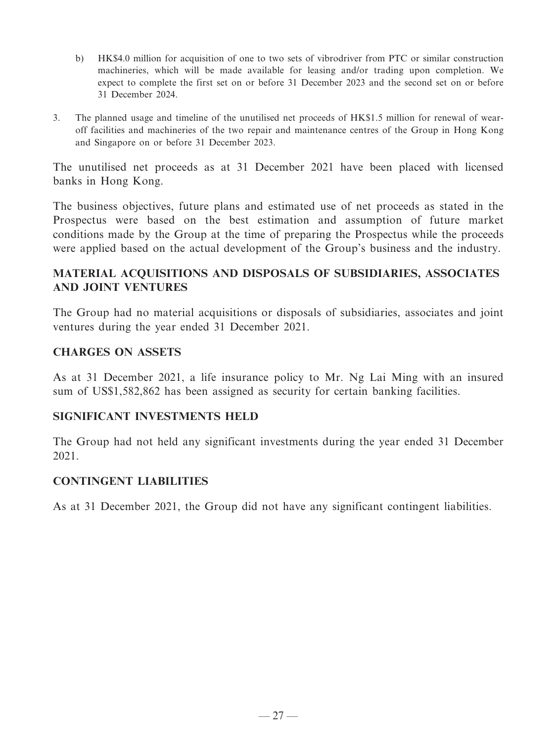b) HK$4.0 million for acquisition of one to two sets of vibrodriver from PTC or similar construction machineries, which will be made available for leasing and/or trading upon completion. We expect to complete the first set on or before 31 December 2023 and the second set on or before 31 December 2024.

3. The planned usage and timeline of the unutilised net proceeds of HK$1.5 million for renewal of wear-off facilities and machineries of the two repair and maintenance centres of the Group in Hong Kong and Singapore on or before 31 December 2023.

The unutilised net proceeds as at 31 December 2021 have been placed with licensed banks in Hong Kong.

The business objectives, future plans and estimated use of net proceeds as stated in the Prospectus were based on the best estimation and assumption of future market conditions made by the Group at the time of preparing the Prospectus while the proceeds were applied based on the actual development of the Group's business and the industry.

## MATERIAL ACQUISITIONS AND DISPOSALS OF SUBSIDIARIES, ASSOCIATES AND JOINT VENTURES

The Group had no material acquisitions or disposals of subsidiaries, associates and joint ventures during the year ended 31 December 2021.

## CHARGES ON ASSETS

As at 31 December 2021, a life insurance policy to Mr. Ng Lai Ming with an insured sum of US$1,582,862 has been assigned as security for certain banking facilities.

## SIGNIFICANT INVESTMENTS HELD

The Group had not held any significant investments during the year ended 31 December 2021.

## CONTINGENT LIABILITIES

As at 31 December 2021, the Group did not have any significant contingent liabilities.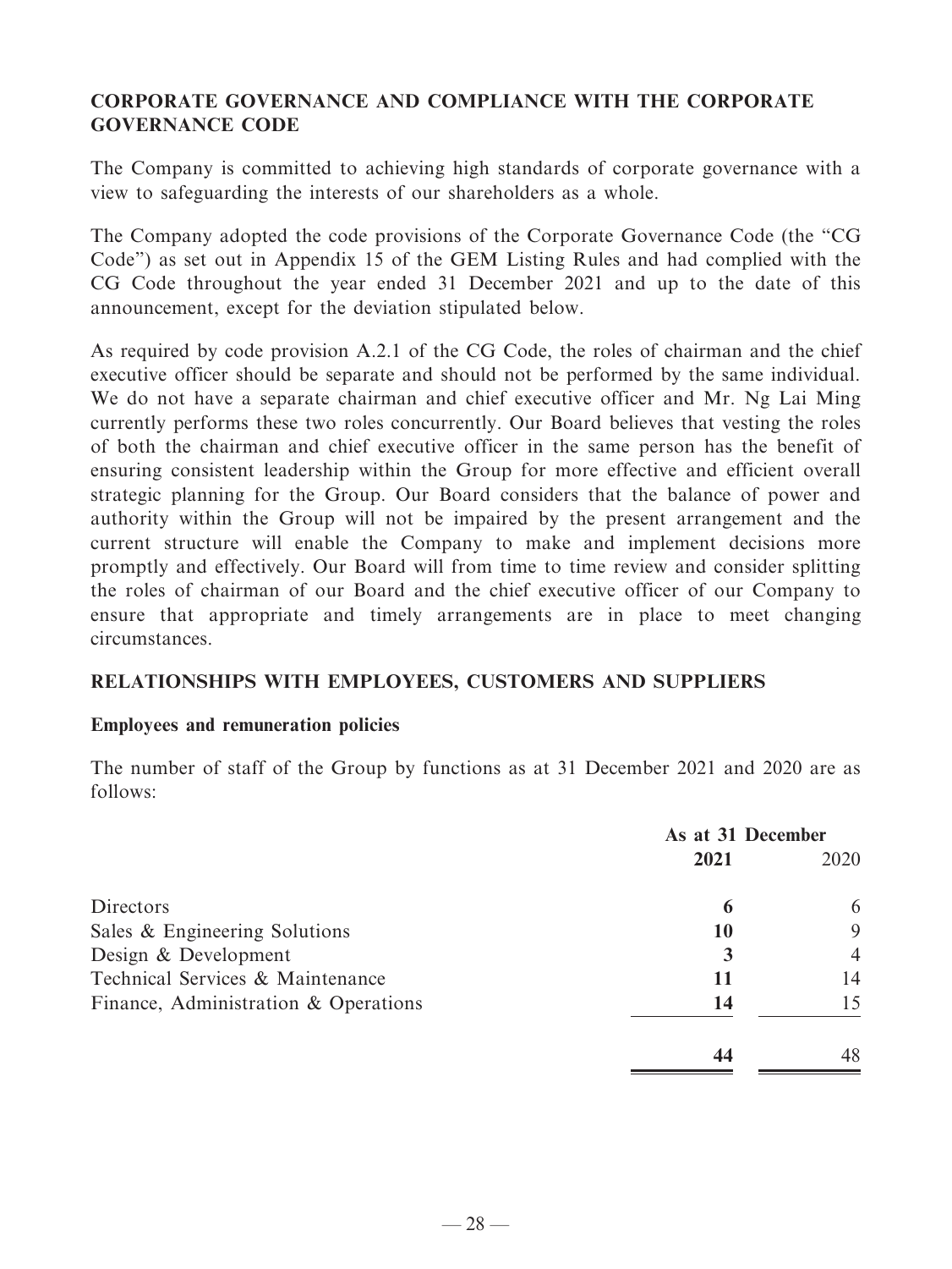## CORPORATE GOVERNANCE AND COMPLIANCE WITH THE CORPORATE GOVERNANCE CODE

The Company is committed to achieving high standards of corporate governance with a view to safeguarding the interests of our shareholders as a whole.

The Company adopted the code provisions of the Corporate Governance Code (the "CG Code") as set out in Appendix 15 of the GEM Listing Rules and had complied with the CG Code throughout the year ended 31 December 2021 and up to the date of this announcement, except for the deviation stipulated below.

As required by code provision A.2.1 of the CG Code, the roles of chairman and the chief executive officer should be separate and should not be performed by the same individual. We do not have a separate chairman and chief executive officer and Mr. Ng Lai Ming currently performs these two roles concurrently. Our Board believes that vesting the roles of both the chairman and chief executive officer in the same person has the benefit of ensuring consistent leadership within the Group for more effective and efficient overall strategic planning for the Group. Our Board considers that the balance of power and authority within the Group will not be impaired by the present arrangement and the current structure will enable the Company to make and implement decisions more promptly and effectively. Our Board will from time to time review and consider splitting the roles of chairman of our Board and the chief executive officer of our Company to ensure that appropriate and timely arrangements are in place to meet changing circumstances.

## RELATIONSHIPS WITH EMPLOYEES, CUSTOMERS AND SUPPLIERS

**Employees and remuneration policies**

The number of staff of the Group by functions as at 31 December 2021 and 2020 are as follows:

| | As at 31 December | |
|---|---|---|
| | **2021** | 2020 |
| Directors | **6** | 6 |
| Sales & Engineering Solutions | **10** | 9 |
| Design & Development | **3** | 4 |
| Technical Services & Maintenance | **11** | 14 |
| Finance, Administration & Operations | **14** | 15 |
| | **44** | 48 |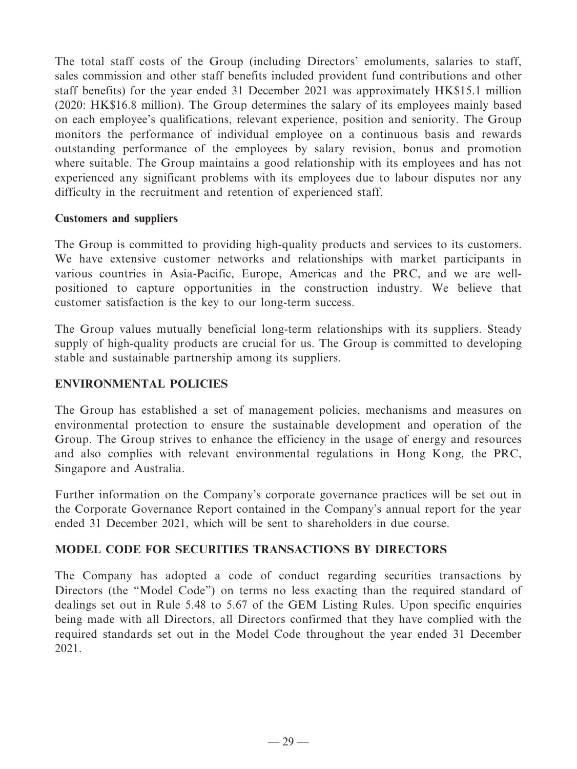The total staff costs of the Group (including Directors' emoluments, salaries to staff, sales commission and other staff benefits included provident fund contributions and other staff benefits) for the year ended 31 December 2021 was approximately HK$15.1 million (2020: HK$16.8 million). The Group determines the salary of its employees mainly based on each employee's qualifications, relevant experience, position and seniority. The Group monitors the performance of individual employee on a continuous basis and rewards outstanding performance of the employees by salary revision, bonus and promotion where suitable. The Group maintains a good relationship with its employees and has not experienced any significant problems with its employees due to labour disputes nor any difficulty in the recruitment and retention of experienced staff.

**Customers and suppliers**

The Group is committed to providing high-quality products and services to its customers. We have extensive customer networks and relationships with market participants in various countries in Asia-Pacific, Europe, Americas and the PRC, and we are well-positioned to capture opportunities in the construction industry. We believe that customer satisfaction is the key to our long-term success.

The Group values mutually beneficial long-term relationships with its suppliers. Steady supply of high-quality products are crucial for us. The Group is committed to developing stable and sustainable partnership among its suppliers.

## ENVIRONMENTAL POLICIES

The Group has established a set of management policies, mechanisms and measures on environmental protection to ensure the sustainable development and operation of the Group. The Group strives to enhance the efficiency in the usage of energy and resources and also complies with relevant environmental regulations in Hong Kong, the PRC, Singapore and Australia.

Further information on the Company's corporate governance practices will be set out in the Corporate Governance Report contained in the Company's annual report for the year ended 31 December 2021, which will be sent to shareholders in due course.

## MODEL CODE FOR SECURITIES TRANSACTIONS BY DIRECTORS

The Company has adopted a code of conduct regarding securities transactions by Directors (the "Model Code") on terms no less exacting than the required standard of dealings set out in Rule 5.48 to 5.67 of the GEM Listing Rules. Upon specific enquiries being made with all Directors, all Directors confirmed that they have complied with the required standards set out in the Model Code throughout the year ended 31 December 2021.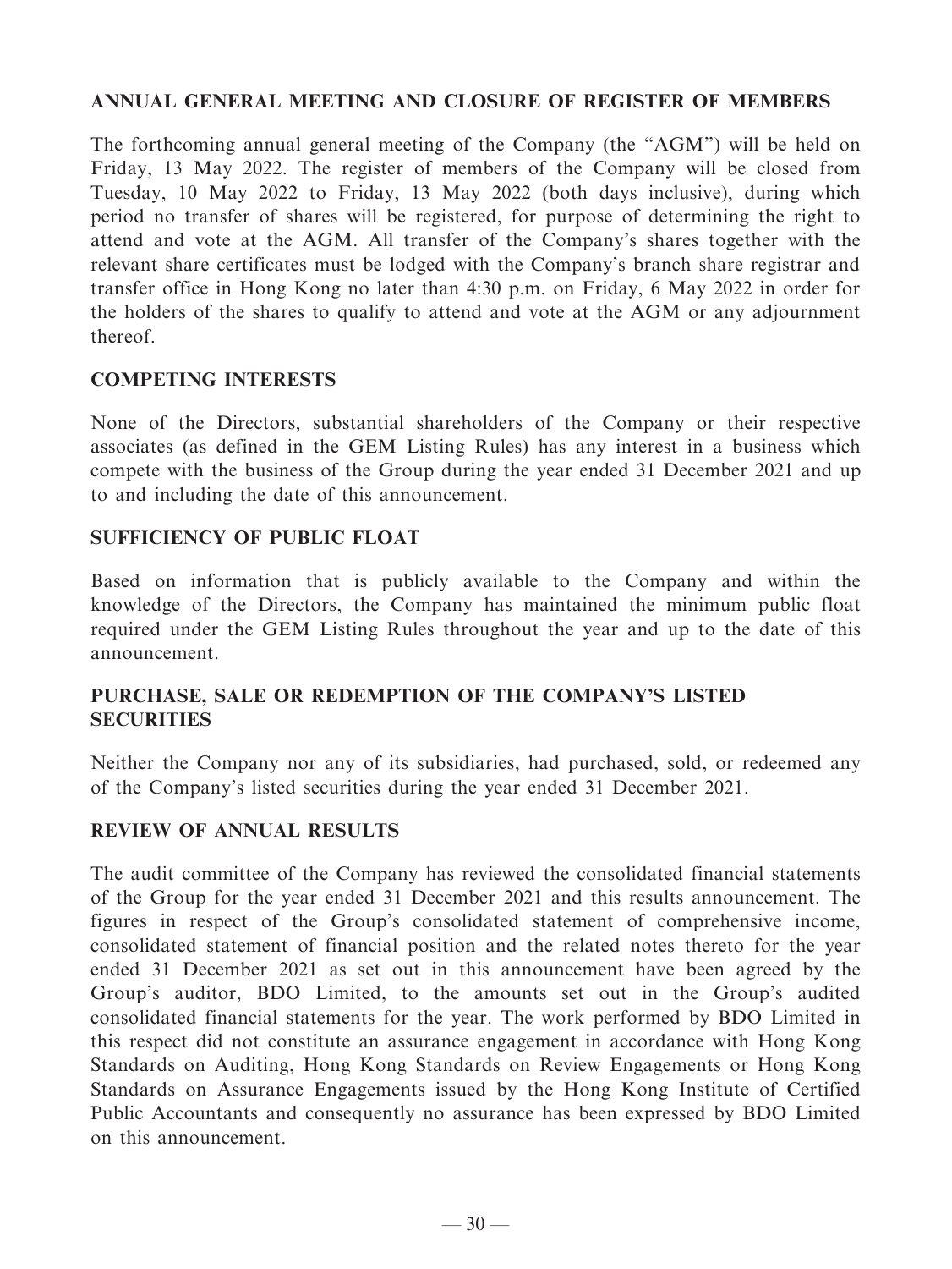## ANNUAL GENERAL MEETING AND CLOSURE OF REGISTER OF MEMBERS

The forthcoming annual general meeting of the Company (the "AGM") will be held on Friday, 13 May 2022. The register of members of the Company will be closed from Tuesday, 10 May 2022 to Friday, 13 May 2022 (both days inclusive), during which period no transfer of shares will be registered, for purpose of determining the right to attend and vote at the AGM. All transfer of the Company's shares together with the relevant share certificates must be lodged with the Company's branch share registrar and transfer office in Hong Kong no later than 4:30 p.m. on Friday, 6 May 2022 in order for the holders of the shares to qualify to attend and vote at the AGM or any adjournment thereof.

## COMPETING INTERESTS

None of the Directors, substantial shareholders of the Company or their respective associates (as defined in the GEM Listing Rules) has any interest in a business which compete with the business of the Group during the year ended 31 December 2021 and up to and including the date of this announcement.

## SUFFICIENCY OF PUBLIC FLOAT

Based on information that is publicly available to the Company and within the knowledge of the Directors, the Company has maintained the minimum public float required under the GEM Listing Rules throughout the year and up to the date of this announcement.

## PURCHASE, SALE OR REDEMPTION OF THE COMPANY'S LISTED SECURITIES

Neither the Company nor any of its subsidiaries, had purchased, sold, or redeemed any of the Company's listed securities during the year ended 31 December 2021.

## REVIEW OF ANNUAL RESULTS

The audit committee of the Company has reviewed the consolidated financial statements of the Group for the year ended 31 December 2021 and this results announcement. The figures in respect of the Group's consolidated statement of comprehensive income, consolidated statement of financial position and the related notes thereto for the year ended 31 December 2021 as set out in this announcement have been agreed by the Group's auditor, BDO Limited, to the amounts set out in the Group's audited consolidated financial statements for the year. The work performed by BDO Limited in this respect did not constitute an assurance engagement in accordance with Hong Kong Standards on Auditing, Hong Kong Standards on Review Engagements or Hong Kong Standards on Assurance Engagements issued by the Hong Kong Institute of Certified Public Accountants and consequently no assurance has been expressed by BDO Limited on this announcement.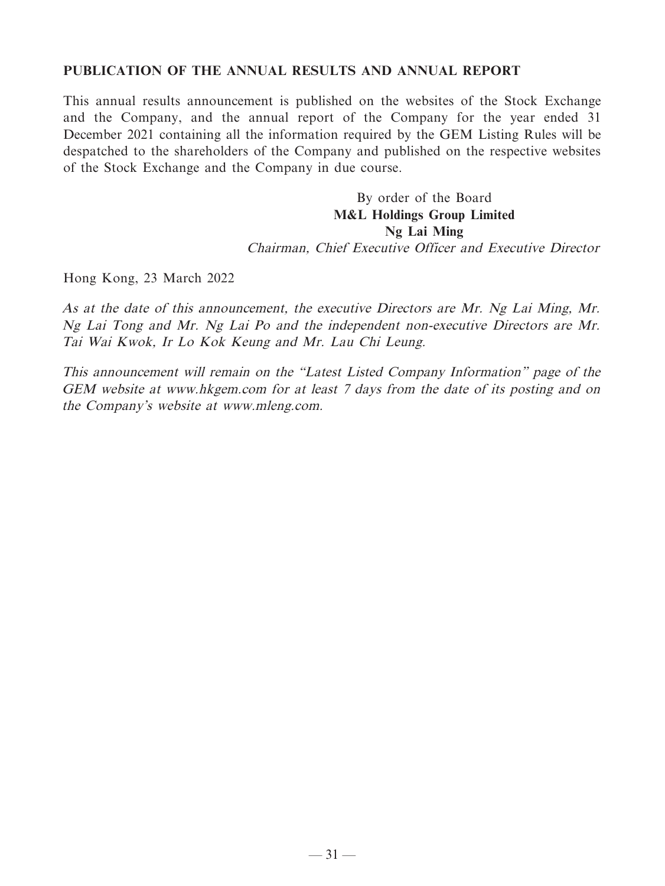## PUBLICATION OF THE ANNUAL RESULTS AND ANNUAL REPORT

This annual results announcement is published on the websites of the Stock Exchange and the Company, and the annual report of the Company for the year ended 31 December 2021 containing all the information required by the GEM Listing Rules will be despatched to the shareholders of the Company and published on the respective websites of the Stock Exchange and the Company in due course.

By order of the Board
**M&L Holdings Group Limited**
**Ng Lai Ming**
*Chairman, Chief Executive Officer and Executive Director*

Hong Kong, 23 March 2022

*As at the date of this announcement, the executive Directors are Mr. Ng Lai Ming, Mr. Ng Lai Tong and Mr. Ng Lai Po and the independent non-executive Directors are Mr. Tai Wai Kwok, Ir Lo Kok Keung and Mr. Lau Chi Leung.*

*This announcement will remain on the "Latest Listed Company Information" page of the GEM website at www.hkgem.com for at least 7 days from the date of its posting and on the Company's website at www.mleng.com.*